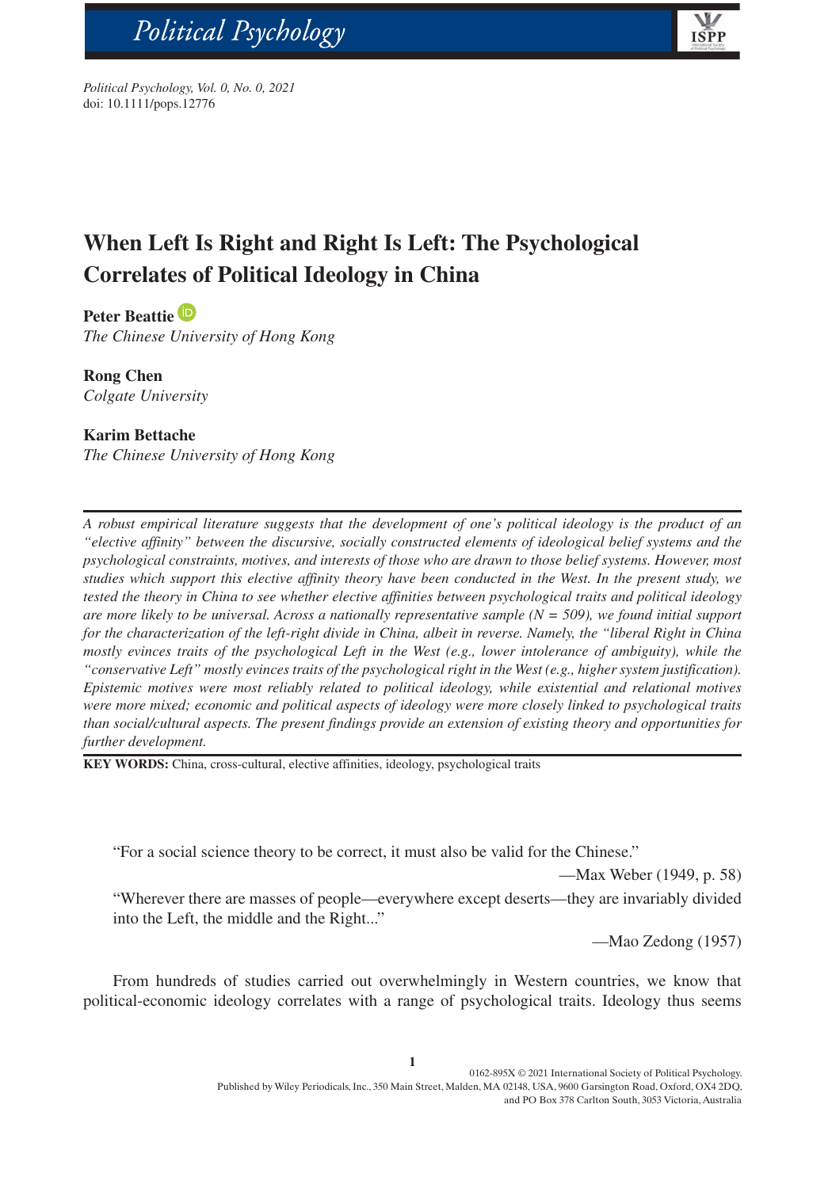*Political Psychology, Vol. 0, No. 0, 2021*
doi: 10.1111/pops.12776

# When Left Is Right and Right Is Left: The Psychological Correlates of Political Ideology in China

**Peter Beattie**
*The Chinese University of Hong Kong*

**Rong Chen**
*Colgate University*

**Karim Bettache**
*The Chinese University of Hong Kong*

---

*A robust empirical literature suggests that the development of one's political ideology is the product of an "elective affinity" between the discursive, socially constructed elements of ideological belief systems and the psychological constraints, motives, and interests of those who are drawn to those belief systems. However, most studies which support this elective affinity theory have been conducted in the West. In the present study, we tested the theory in China to see whether elective affinities between psychological traits and political ideology are more likely to be universal. Across a nationally representative sample (N = 509), we found initial support for the characterization of the left-right divide in China, albeit in reverse. Namely, the "liberal Right in China mostly evinces traits of the psychological Left in the West (e.g., lower intolerance of ambiguity), while the "conservative Left" mostly evinces traits of the psychological right in the West (e.g., higher system justification). Epistemic motives were most reliably related to political ideology, while existential and relational motives were more mixed; economic and political aspects of ideology were more closely linked to psychological traits than social/cultural aspects. The present findings provide an extension of existing theory and opportunities for further development.*

**KEY WORDS:** China, cross-cultural, elective affinities, ideology, psychological traits

---

> "For a social science theory to be correct, it must also be valid for the Chinese."
>
> —Max Weber (1949, p. 58)
>
> "Wherever there are masses of people—everywhere except deserts—they are invariably divided into the Left, the middle and the Right..."
>
> —Mao Zedong (1957)

From hundreds of studies carried out overwhelmingly in Western countries, we know that political-economic ideology correlates with a range of psychological traits. Ideology thus seems

0162-895X © 2021 International Society of Political Psychology.
Published by Wiley Periodicals, Inc., 350 Main Street, Malden, MA 02148, USA, 9600 Garsington Road, Oxford, OX4 2DQ, and PO Box 378 Carlton South, 3053 Victoria, Australia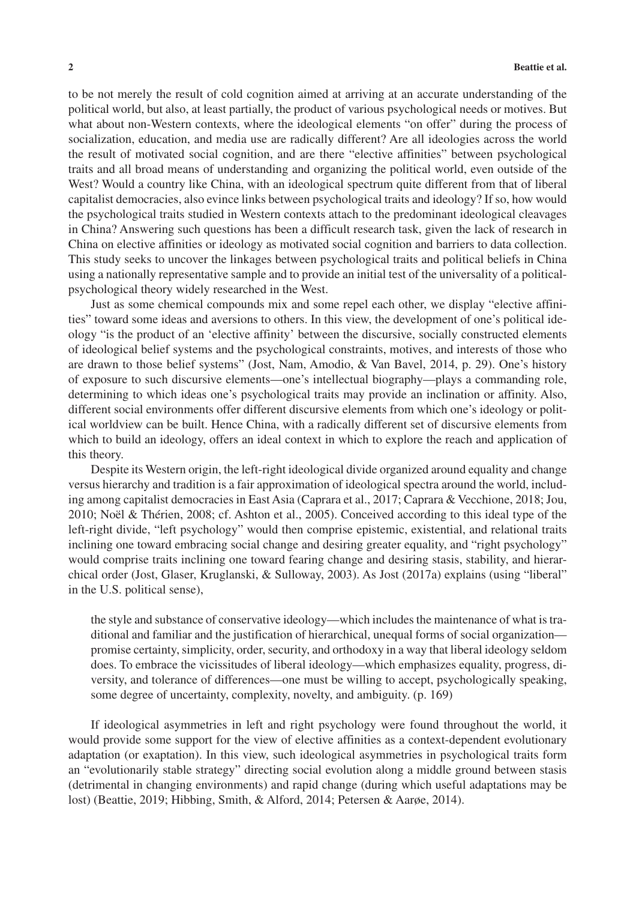to be not merely the result of cold cognition aimed at arriving at an accurate understanding of the political world, but also, at least partially, the product of various psychological needs or motives. But what about non-Western contexts, where the ideological elements "on offer" during the process of socialization, education, and media use are radically different? Are all ideologies across the world the result of motivated social cognition, and are there "elective affinities" between psychological traits and all broad means of understanding and organizing the political world, even outside of the West? Would a country like China, with an ideological spectrum quite different from that of liberal capitalist democracies, also evince links between psychological traits and ideology? If so, how would the psychological traits studied in Western contexts attach to the predominant ideological cleavages in China? Answering such questions has been a difficult research task, given the lack of research in China on elective affinities or ideology as motivated social cognition and barriers to data collection. This study seeks to uncover the linkages between psychological traits and political beliefs in China using a nationally representative sample and to provide an initial test of the universality of a political-psychological theory widely researched in the West.

Just as some chemical compounds mix and some repel each other, we display "elective affinities" toward some ideas and aversions to others. In this view, the development of one's political ideology "is the product of an 'elective affinity' between the discursive, socially constructed elements of ideological belief systems and the psychological constraints, motives, and interests of those who are drawn to those belief systems" (Jost, Nam, Amodio, & Van Bavel, 2014, p. 29). One's history of exposure to such discursive elements—one's intellectual biography—plays a commanding role, determining to which ideas one's psychological traits may provide an inclination or affinity. Also, different social environments offer different discursive elements from which one's ideology or political worldview can be built. Hence China, with a radically different set of discursive elements from which to build an ideology, offers an ideal context in which to explore the reach and application of this theory.

Despite its Western origin, the left-right ideological divide organized around equality and change versus hierarchy and tradition is a fair approximation of ideological spectra around the world, including among capitalist democracies in East Asia (Caprara et al., 2017; Caprara & Vecchione, 2018; Jou, 2010; Noël & Thérien, 2008; cf. Ashton et al., 2005). Conceived according to this ideal type of the left-right divide, "left psychology" would then comprise epistemic, existential, and relational traits inclining one toward embracing social change and desiring greater equality, and "right psychology" would comprise traits inclining one toward fearing change and desiring stasis, stability, and hierarchical order (Jost, Glaser, Kruglanski, & Sulloway, 2003). As Jost (2017a) explains (using "liberal" in the U.S. political sense),

> the style and substance of conservative ideology—which includes the maintenance of what is traditional and familiar and the justification of hierarchical, unequal forms of social organization—promise certainty, simplicity, order, security, and orthodoxy in a way that liberal ideology seldom does. To embrace the vicissitudes of liberal ideology—which emphasizes equality, progress, diversity, and tolerance of differences—one must be willing to accept, psychologically speaking, some degree of uncertainty, complexity, novelty, and ambiguity. (p. 169)

If ideological asymmetries in left and right psychology were found throughout the world, it would provide some support for the view of elective affinities as a context-dependent evolutionary adaptation (or exaptation). In this view, such ideological asymmetries in psychological traits form an "evolutionarily stable strategy" directing social evolution along a middle ground between stasis (detrimental in changing environments) and rapid change (during which useful adaptations may be lost) (Beattie, 2019; Hibbing, Smith, & Alford, 2014; Petersen & Aarøe, 2014).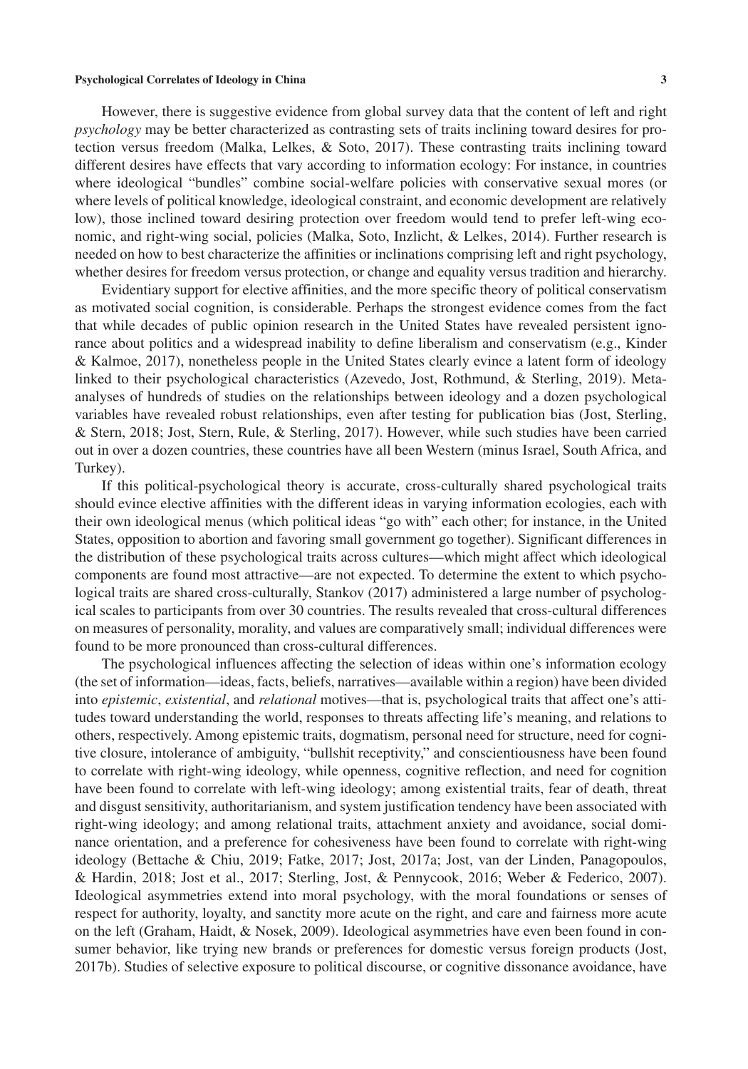However, there is suggestive evidence from global survey data that the content of left and right *psychology* may be better characterized as contrasting sets of traits inclining toward desires for protection versus freedom (Malka, Lelkes, & Soto, 2017). These contrasting traits inclining toward different desires have effects that vary according to information ecology: For instance, in countries where ideological "bundles" combine social-welfare policies with conservative sexual mores (or where levels of political knowledge, ideological constraint, and economic development are relatively low), those inclined toward desiring protection over freedom would tend to prefer left-wing economic, and right-wing social, policies (Malka, Soto, Inzlicht, & Lelkes, 2014). Further research is needed on how to best characterize the affinities or inclinations comprising left and right psychology, whether desires for freedom versus protection, or change and equality versus tradition and hierarchy.

Evidentiary support for elective affinities, and the more specific theory of political conservatism as motivated social cognition, is considerable. Perhaps the strongest evidence comes from the fact that while decades of public opinion research in the United States have revealed persistent ignorance about politics and a widespread inability to define liberalism and conservatism (e.g., Kinder & Kalmoe, 2017), nonetheless people in the United States clearly evince a latent form of ideology linked to their psychological characteristics (Azevedo, Jost, Rothmund, & Sterling, 2019). Meta-analyses of hundreds of studies on the relationships between ideology and a dozen psychological variables have revealed robust relationships, even after testing for publication bias (Jost, Sterling, & Stern, 2018; Jost, Stern, Rule, & Sterling, 2017). However, while such studies have been carried out in over a dozen countries, these countries have all been Western (minus Israel, South Africa, and Turkey).

If this political-psychological theory is accurate, cross-culturally shared psychological traits should evince elective affinities with the different ideas in varying information ecologies, each with their own ideological menus (which political ideas "go with" each other; for instance, in the United States, opposition to abortion and favoring small government go together). Significant differences in the distribution of these psychological traits across cultures—which might affect which ideological components are found most attractive—are not expected. To determine the extent to which psychological traits are shared cross-culturally, Stankov (2017) administered a large number of psychological scales to participants from over 30 countries. The results revealed that cross-cultural differences on measures of personality, morality, and values are comparatively small; individual differences were found to be more pronounced than cross-cultural differences.

The psychological influences affecting the selection of ideas within one's information ecology (the set of information—ideas, facts, beliefs, narratives—available within a region) have been divided into *epistemic*, *existential*, and *relational* motives—that is, psychological traits that affect one's attitudes toward understanding the world, responses to threats affecting life's meaning, and relations to others, respectively. Among epistemic traits, dogmatism, personal need for structure, need for cognitive closure, intolerance of ambiguity, "bullshit receptivity," and conscientiousness have been found to correlate with right-wing ideology, while openness, cognitive reflection, and need for cognition have been found to correlate with left-wing ideology; among existential traits, fear of death, threat and disgust sensitivity, authoritarianism, and system justification tendency have been associated with right-wing ideology; and among relational traits, attachment anxiety and avoidance, social dominance orientation, and a preference for cohesiveness have been found to correlate with right-wing ideology (Bettache & Chiu, 2019; Fatke, 2017; Jost, 2017a; Jost, van der Linden, Panagopoulos, & Hardin, 2018; Jost et al., 2017; Sterling, Jost, & Pennycook, 2016; Weber & Federico, 2007). Ideological asymmetries extend into moral psychology, with the moral foundations or senses of respect for authority, loyalty, and sanctity more acute on the right, and care and fairness more acute on the left (Graham, Haidt, & Nosek, 2009). Ideological asymmetries have even been found in consumer behavior, like trying new brands or preferences for domestic versus foreign products (Jost, 2017b). Studies of selective exposure to political discourse, or cognitive dissonance avoidance, have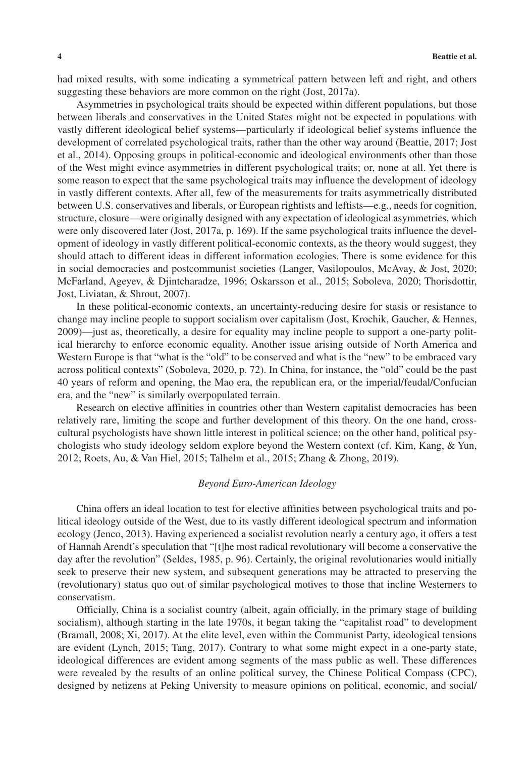had mixed results, with some indicating a symmetrical pattern between left and right, and others suggesting these behaviors are more common on the right (Jost, 2017a).

Asymmetries in psychological traits should be expected within different populations, but those between liberals and conservatives in the United States might not be expected in populations with vastly different ideological belief systems—particularly if ideological belief systems influence the development of correlated psychological traits, rather than the other way around (Beattie, 2017; Jost et al., 2014). Opposing groups in political-economic and ideological environments other than those of the West might evince asymmetries in different psychological traits; or, none at all. Yet there is some reason to expect that the same psychological traits may influence the development of ideology in vastly different contexts. After all, few of the measurements for traits asymmetrically distributed between U.S. conservatives and liberals, or European rightists and leftists—e.g., needs for cognition, structure, closure—were originally designed with any expectation of ideological asymmetries, which were only discovered later (Jost, 2017a, p. 169). If the same psychological traits influence the development of ideology in vastly different political-economic contexts, as the theory would suggest, they should attach to different ideas in different information ecologies. There is some evidence for this in social democracies and postcommunist societies (Langer, Vasilopoulos, McAvay, & Jost, 2020; McFarland, Ageyev, & Djintcharadze, 1996; Oskarsson et al., 2015; Soboleva, 2020; Thorisdottir, Jost, Liviatan, & Shrout, 2007).

In these political-economic contexts, an uncertainty-reducing desire for stasis or resistance to change may incline people to support socialism over capitalism (Jost, Krochik, Gaucher, & Hennes, 2009)—just as, theoretically, a desire for equality may incline people to support a one-party political hierarchy to enforce economic equality. Another issue arising outside of North America and Western Europe is that "what is the "old" to be conserved and what is the "new" to be embraced vary across political contexts" (Soboleva, 2020, p. 72). In China, for instance, the "old" could be the past 40 years of reform and opening, the Mao era, the republican era, or the imperial/feudal/Confucian era, and the "new" is similarly overpopulated terrain.

Research on elective affinities in countries other than Western capitalist democracies has been relatively rare, limiting the scope and further development of this theory. On the one hand, cross-cultural psychologists have shown little interest in political science; on the other hand, political psychologists who study ideology seldom explore beyond the Western context (cf. Kim, Kang, & Yun, 2012; Roets, Au, & Van Hiel, 2015; Talhelm et al., 2015; Zhang & Zhong, 2019).

### *Beyond Euro-American Ideology*

China offers an ideal location to test for elective affinities between psychological traits and political ideology outside of the West, due to its vastly different ideological spectrum and information ecology (Jenco, 2013). Having experienced a socialist revolution nearly a century ago, it offers a test of Hannah Arendt's speculation that "[t]he most radical revolutionary will become a conservative the day after the revolution" (Seldes, 1985, p. 96). Certainly, the original revolutionaries would initially seek to preserve their new system, and subsequent generations may be attracted to preserving the (revolutionary) status quo out of similar psychological motives to those that incline Westerners to conservatism.

Officially, China is a socialist country (albeit, again officially, in the primary stage of building socialism), although starting in the late 1970s, it began taking the "capitalist road" to development (Bramall, 2008; Xi, 2017). At the elite level, even within the Communist Party, ideological tensions are evident (Lynch, 2015; Tang, 2017). Contrary to what some might expect in a one-party state, ideological differences are evident among segments of the mass public as well. These differences were revealed by the results of an online political survey, the Chinese Political Compass (CPC), designed by netizens at Peking University to measure opinions on political, economic, and social/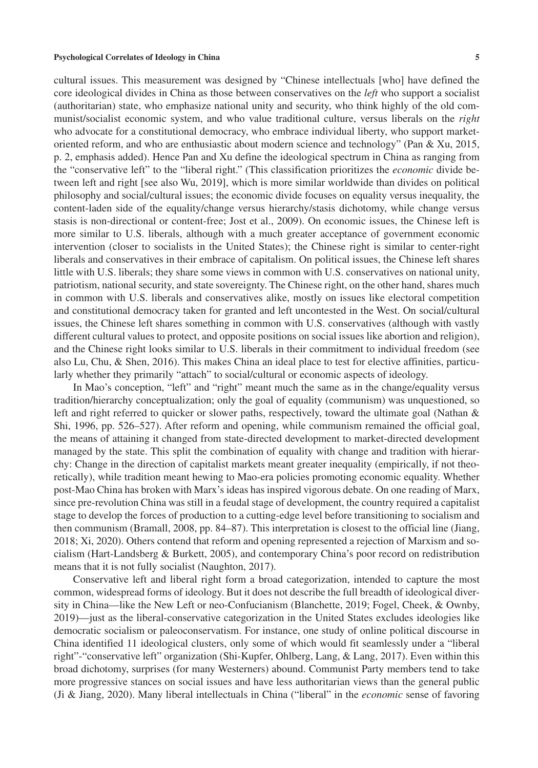cultural issues. This measurement was designed by "Chinese intellectuals [who] have defined the core ideological divides in China as those between conservatives on the *left* who support a socialist (authoritarian) state, who emphasize national unity and security, who think highly of the old communist/socialist economic system, and who value traditional culture, versus liberals on the *right* who advocate for a constitutional democracy, who embrace individual liberty, who support market-oriented reform, and who are enthusiastic about modern science and technology" (Pan & Xu, 2015, p. 2, emphasis added). Hence Pan and Xu define the ideological spectrum in China as ranging from the "conservative left" to the "liberal right." (This classification prioritizes the *economic* divide between left and right [see also Wu, 2019], which is more similar worldwide than divides on political philosophy and social/cultural issues; the economic divide focuses on equality versus inequality, the content-laden side of the equality/change versus hierarchy/stasis dichotomy, while change versus stasis is non-directional or content-free; Jost et al., 2009). On economic issues, the Chinese left is more similar to U.S. liberals, although with a much greater acceptance of government economic intervention (closer to socialists in the United States); the Chinese right is similar to center-right liberals and conservatives in their embrace of capitalism. On political issues, the Chinese left shares little with U.S. liberals; they share some views in common with U.S. conservatives on national unity, patriotism, national security, and state sovereignty. The Chinese right, on the other hand, shares much in common with U.S. liberals and conservatives alike, mostly on issues like electoral competition and constitutional democracy taken for granted and left uncontested in the West. On social/cultural issues, the Chinese left shares something in common with U.S. conservatives (although with vastly different cultural values to protect, and opposite positions on social issues like abortion and religion), and the Chinese right looks similar to U.S. liberals in their commitment to individual freedom (see also Lu, Chu, & Shen, 2016). This makes China an ideal place to test for elective affinities, particularly whether they primarily "attach" to social/cultural or economic aspects of ideology.

In Mao's conception, "left" and "right" meant much the same as in the change/equality versus tradition/hierarchy conceptualization; only the goal of equality (communism) was unquestioned, so left and right referred to quicker or slower paths, respectively, toward the ultimate goal (Nathan & Shi, 1996, pp. 526–527). After reform and opening, while communism remained the official goal, the means of attaining it changed from state-directed development to market-directed development managed by the state. This split the combination of equality with change and tradition with hierarchy: Change in the direction of capitalist markets meant greater inequality (empirically, if not theoretically), while tradition meant hewing to Mao-era policies promoting economic equality. Whether post-Mao China has broken with Marx's ideas has inspired vigorous debate. On one reading of Marx, since pre-revolution China was still in a feudal stage of development, the country required a capitalist stage to develop the forces of production to a cutting-edge level before transitioning to socialism and then communism (Bramall, 2008, pp. 84–87). This interpretation is closest to the official line (Jiang, 2018; Xi, 2020). Others contend that reform and opening represented a rejection of Marxism and socialism (Hart-Landsberg & Burkett, 2005), and contemporary China's poor record on redistribution means that it is not fully socialist (Naughton, 2017).

Conservative left and liberal right form a broad categorization, intended to capture the most common, widespread forms of ideology. But it does not describe the full breadth of ideological diversity in China—like the New Left or neo-Confucianism (Blanchette, 2019; Fogel, Cheek, & Ownby, 2019)—just as the liberal-conservative categorization in the United States excludes ideologies like democratic socialism or paleoconservatism. For instance, one study of online political discourse in China identified 11 ideological clusters, only some of which would fit seamlessly under a "liberal right"-"conservative left" organization (Shi-Kupfer, Ohlberg, Lang, & Lang, 2017). Even within this broad dichotomy, surprises (for many Westerners) abound. Communist Party members tend to take more progressive stances on social issues and have less authoritarian views than the general public (Ji & Jiang, 2020). Many liberal intellectuals in China ("liberal" in the *economic* sense of favoring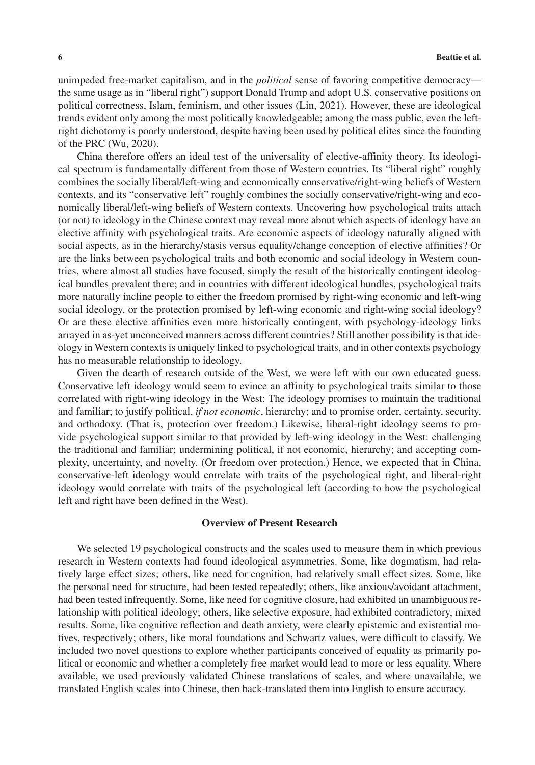unimpeded free-market capitalism, and in the *political* sense of favoring competitive democracy—the same usage as in "liberal right") support Donald Trump and adopt U.S. conservative positions on political correctness, Islam, feminism, and other issues (Lin, 2021). However, these are ideological trends evident only among the most politically knowledgeable; among the mass public, even the left-right dichotomy is poorly understood, despite having been used by political elites since the founding of the PRC (Wu, 2020).

China therefore offers an ideal test of the universality of elective-affinity theory. Its ideological spectrum is fundamentally different from those of Western countries. Its "liberal right" roughly combines the socially liberal/left-wing and economically conservative/right-wing beliefs of Western contexts, and its "conservative left" roughly combines the socially conservative/right-wing and economically liberal/left-wing beliefs of Western contexts. Uncovering how psychological traits attach (or not) to ideology in the Chinese context may reveal more about which aspects of ideology have an elective affinity with psychological traits. Are economic aspects of ideology naturally aligned with social aspects, as in the hierarchy/stasis versus equality/change conception of elective affinities? Or are the links between psychological traits and both economic and social ideology in Western countries, where almost all studies have focused, simply the result of the historically contingent ideological bundles prevalent there; and in countries with different ideological bundles, psychological traits more naturally incline people to either the freedom promised by right-wing economic and left-wing social ideology, or the protection promised by left-wing economic and right-wing social ideology? Or are these elective affinities even more historically contingent, with psychology-ideology links arrayed in as-yet unconceived manners across different countries? Still another possibility is that ideology in Western contexts is uniquely linked to psychological traits, and in other contexts psychology has no measurable relationship to ideology.

Given the dearth of research outside of the West, we were left with our own educated guess. Conservative left ideology would seem to evince an affinity to psychological traits similar to those correlated with right-wing ideology in the West: The ideology promises to maintain the traditional and familiar; to justify political, *if not economic*, hierarchy; and to promise order, certainty, security, and orthodoxy. (That is, protection over freedom.) Likewise, liberal-right ideology seems to provide psychological support similar to that provided by left-wing ideology in the West: challenging the traditional and familiar; undermining political, if not economic, hierarchy; and accepting complexity, uncertainty, and novelty. (Or freedom over protection.) Hence, we expected that in China, conservative-left ideology would correlate with traits of the psychological right, and liberal-right ideology would correlate with traits of the psychological left (according to how the psychological left and right have been defined in the West).

## Overview of Present Research

We selected 19 psychological constructs and the scales used to measure them in which previous research in Western contexts had found ideological asymmetries. Some, like dogmatism, had relatively large effect sizes; others, like need for cognition, had relatively small effect sizes. Some, like the personal need for structure, had been tested repeatedly; others, like anxious/avoidant attachment, had been tested infrequently. Some, like need for cognitive closure, had exhibited an unambiguous relationship with political ideology; others, like selective exposure, had exhibited contradictory, mixed results. Some, like cognitive reflection and death anxiety, were clearly epistemic and existential motives, respectively; others, like moral foundations and Schwartz values, were difficult to classify. We included two novel questions to explore whether participants conceived of equality as primarily political or economic and whether a completely free market would lead to more or less equality. Where available, we used previously validated Chinese translations of scales, and where unavailable, we translated English scales into Chinese, then back-translated them into English to ensure accuracy.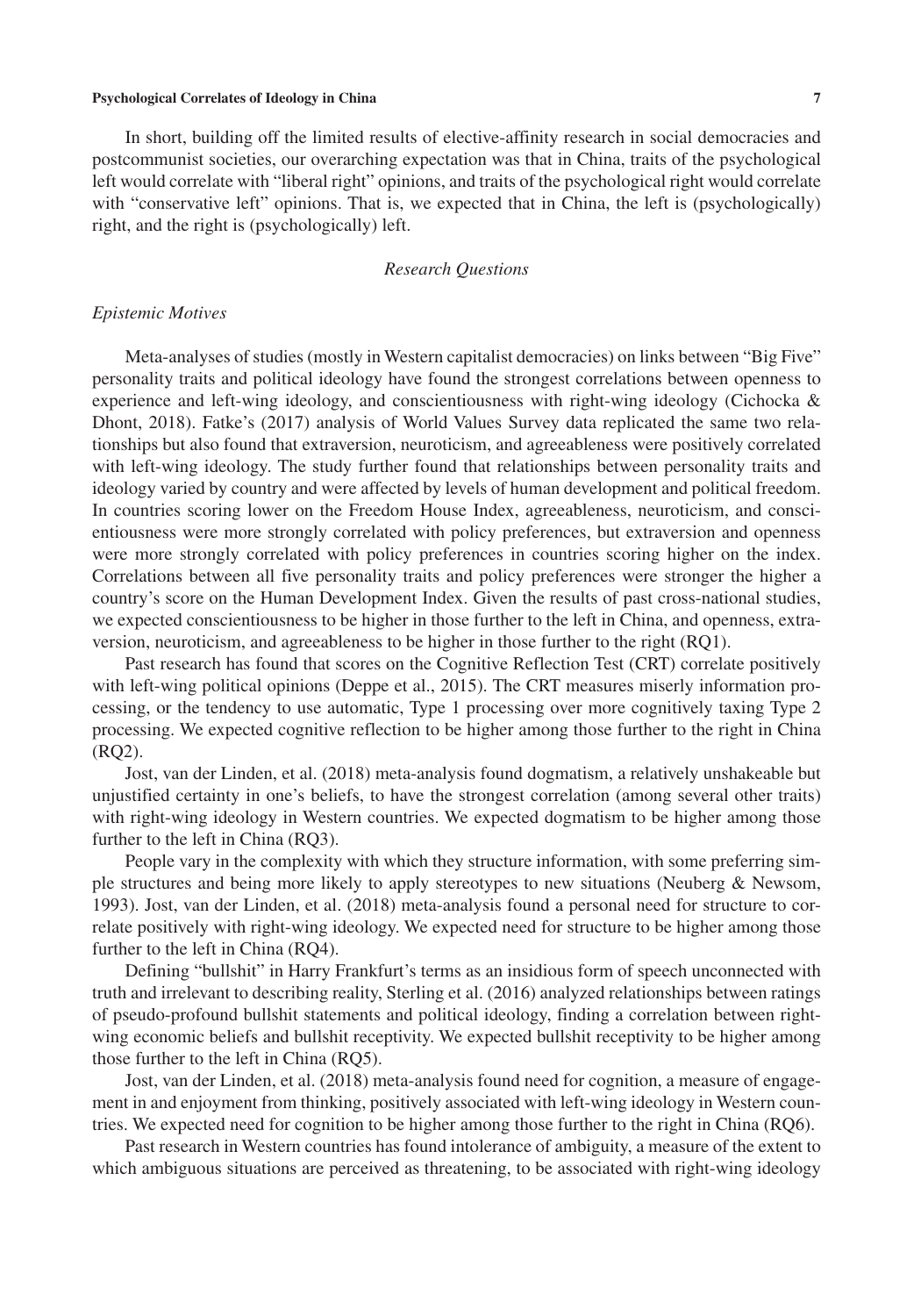In short, building off the limited results of elective-affinity research in social democracies and postcommunist societies, our overarching expectation was that in China, traits of the psychological left would correlate with "liberal right" opinions, and traits of the psychological right would correlate with "conservative left" opinions. That is, we expected that in China, the left is (psychologically) right, and the right is (psychologically) left.

## *Research Questions*

### *Epistemic Motives*

Meta-analyses of studies (mostly in Western capitalist democracies) on links between "Big Five" personality traits and political ideology have found the strongest correlations between openness to experience and left-wing ideology, and conscientiousness with right-wing ideology (Cichocka & Dhont, 2018). Fatke's (2017) analysis of World Values Survey data replicated the same two relationships but also found that extraversion, neuroticism, and agreeableness were positively correlated with left-wing ideology. The study further found that relationships between personality traits and ideology varied by country and were affected by levels of human development and political freedom. In countries scoring lower on the Freedom House Index, agreeableness, neuroticism, and conscientiousness were more strongly correlated with policy preferences, but extraversion and openness were more strongly correlated with policy preferences in countries scoring higher on the index. Correlations between all five personality traits and policy preferences were stronger the higher a country's score on the Human Development Index. Given the results of past cross-national studies, we expected conscientiousness to be higher in those further to the left in China, and openness, extraversion, neuroticism, and agreeableness to be higher in those further to the right (RQ1).

Past research has found that scores on the Cognitive Reflection Test (CRT) correlate positively with left-wing political opinions (Deppe et al., 2015). The CRT measures miserly information processing, or the tendency to use automatic, Type 1 processing over more cognitively taxing Type 2 processing. We expected cognitive reflection to be higher among those further to the right in China (RQ2).

Jost, van der Linden, et al. (2018) meta-analysis found dogmatism, a relatively unshakeable but unjustified certainty in one's beliefs, to have the strongest correlation (among several other traits) with right-wing ideology in Western countries. We expected dogmatism to be higher among those further to the left in China (RQ3).

People vary in the complexity with which they structure information, with some preferring simple structures and being more likely to apply stereotypes to new situations (Neuberg & Newsom, 1993). Jost, van der Linden, et al. (2018) meta-analysis found a personal need for structure to correlate positively with right-wing ideology. We expected need for structure to be higher among those further to the left in China (RQ4).

Defining "bullshit" in Harry Frankfurt's terms as an insidious form of speech unconnected with truth and irrelevant to describing reality, Sterling et al. (2016) analyzed relationships between ratings of pseudo-profound bullshit statements and political ideology, finding a correlation between right-wing economic beliefs and bullshit receptivity. We expected bullshit receptivity to be higher among those further to the left in China (RQ5).

Jost, van der Linden, et al. (2018) meta-analysis found need for cognition, a measure of engagement in and enjoyment from thinking, positively associated with left-wing ideology in Western countries. We expected need for cognition to be higher among those further to the right in China (RQ6).

Past research in Western countries has found intolerance of ambiguity, a measure of the extent to which ambiguous situations are perceived as threatening, to be associated with right-wing ideology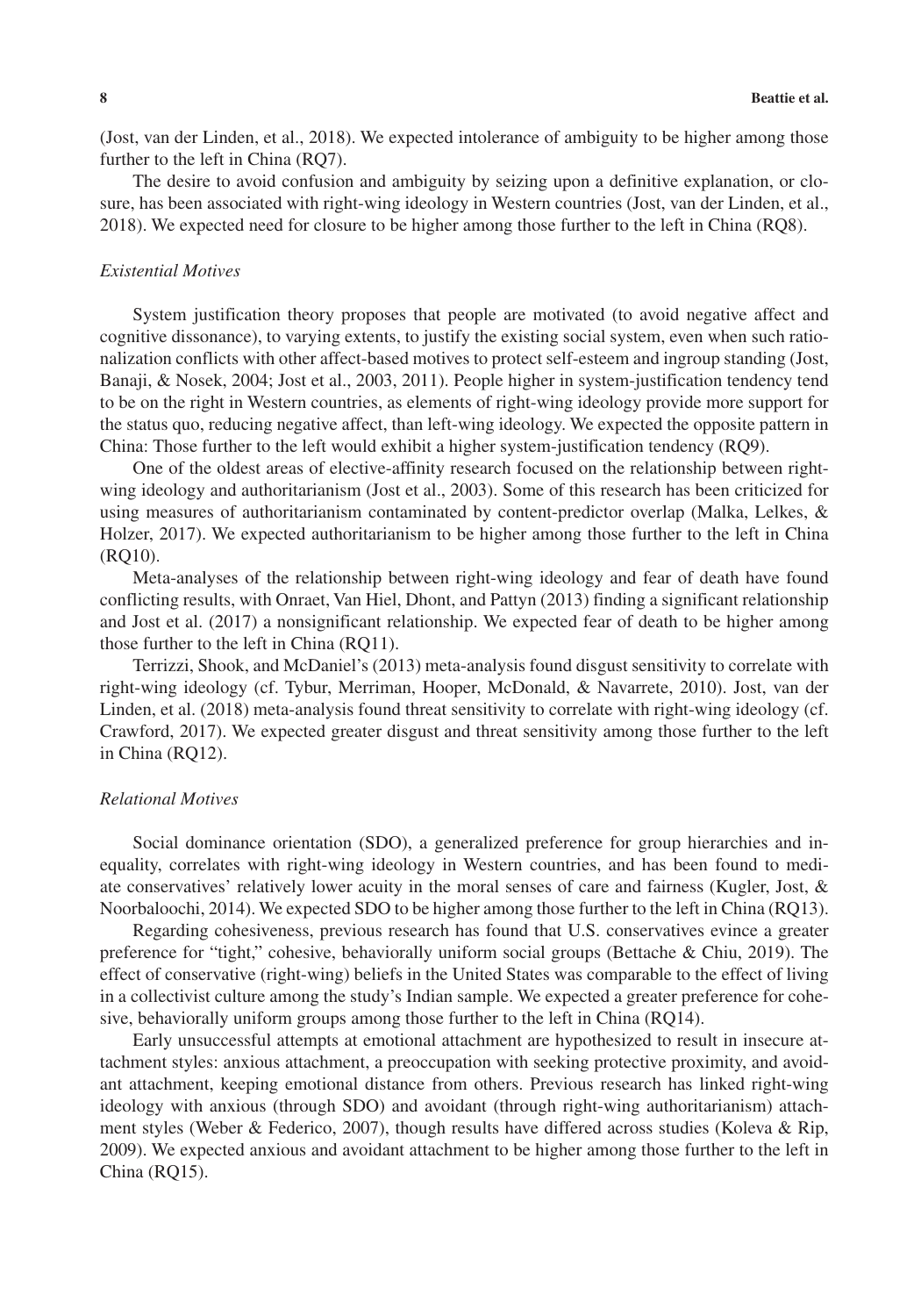(Jost, van der Linden, et al., 2018). We expected intolerance of ambiguity to be higher among those further to the left in China (RQ7).

The desire to avoid confusion and ambiguity by seizing upon a definitive explanation, or closure, has been associated with right-wing ideology in Western countries (Jost, van der Linden, et al., 2018). We expected need for closure to be higher among those further to the left in China (RQ8).

### *Existential Motives*

System justification theory proposes that people are motivated (to avoid negative affect and cognitive dissonance), to varying extents, to justify the existing social system, even when such rationalization conflicts with other affect-based motives to protect self-esteem and ingroup standing (Jost, Banaji, & Nosek, 2004; Jost et al., 2003, 2011). People higher in system-justification tendency tend to be on the right in Western countries, as elements of right-wing ideology provide more support for the status quo, reducing negative affect, than left-wing ideology. We expected the opposite pattern in China: Those further to the left would exhibit a higher system-justification tendency (RQ9).

One of the oldest areas of elective-affinity research focused on the relationship between right-wing ideology and authoritarianism (Jost et al., 2003). Some of this research has been criticized for using measures of authoritarianism contaminated by content-predictor overlap (Malka, Lelkes, & Holzer, 2017). We expected authoritarianism to be higher among those further to the left in China (RQ10).

Meta-analyses of the relationship between right-wing ideology and fear of death have found conflicting results, with Onraet, Van Hiel, Dhont, and Pattyn (2013) finding a significant relationship and Jost et al. (2017) a nonsignificant relationship. We expected fear of death to be higher among those further to the left in China (RQ11).

Terrizzi, Shook, and McDaniel's (2013) meta-analysis found disgust sensitivity to correlate with right-wing ideology (cf. Tybur, Merriman, Hooper, McDonald, & Navarrete, 2010). Jost, van der Linden, et al. (2018) meta-analysis found threat sensitivity to correlate with right-wing ideology (cf. Crawford, 2017). We expected greater disgust and threat sensitivity among those further to the left in China (RQ12).

### *Relational Motives*

Social dominance orientation (SDO), a generalized preference for group hierarchies and inequality, correlates with right-wing ideology in Western countries, and has been found to mediate conservatives' relatively lower acuity in the moral senses of care and fairness (Kugler, Jost, & Noorbaloochi, 2014). We expected SDO to be higher among those further to the left in China (RQ13).

Regarding cohesiveness, previous research has found that U.S. conservatives evince a greater preference for "tight," cohesive, behaviorally uniform social groups (Bettache & Chiu, 2019). The effect of conservative (right-wing) beliefs in the United States was comparable to the effect of living in a collectivist culture among the study's Indian sample. We expected a greater preference for cohesive, behaviorally uniform groups among those further to the left in China (RQ14).

Early unsuccessful attempts at emotional attachment are hypothesized to result in insecure attachment styles: anxious attachment, a preoccupation with seeking protective proximity, and avoidant attachment, keeping emotional distance from others. Previous research has linked right-wing ideology with anxious (through SDO) and avoidant (through right-wing authoritarianism) attachment styles (Weber & Federico, 2007), though results have differed across studies (Koleva & Rip, 2009). We expected anxious and avoidant attachment to be higher among those further to the left in China (RQ15).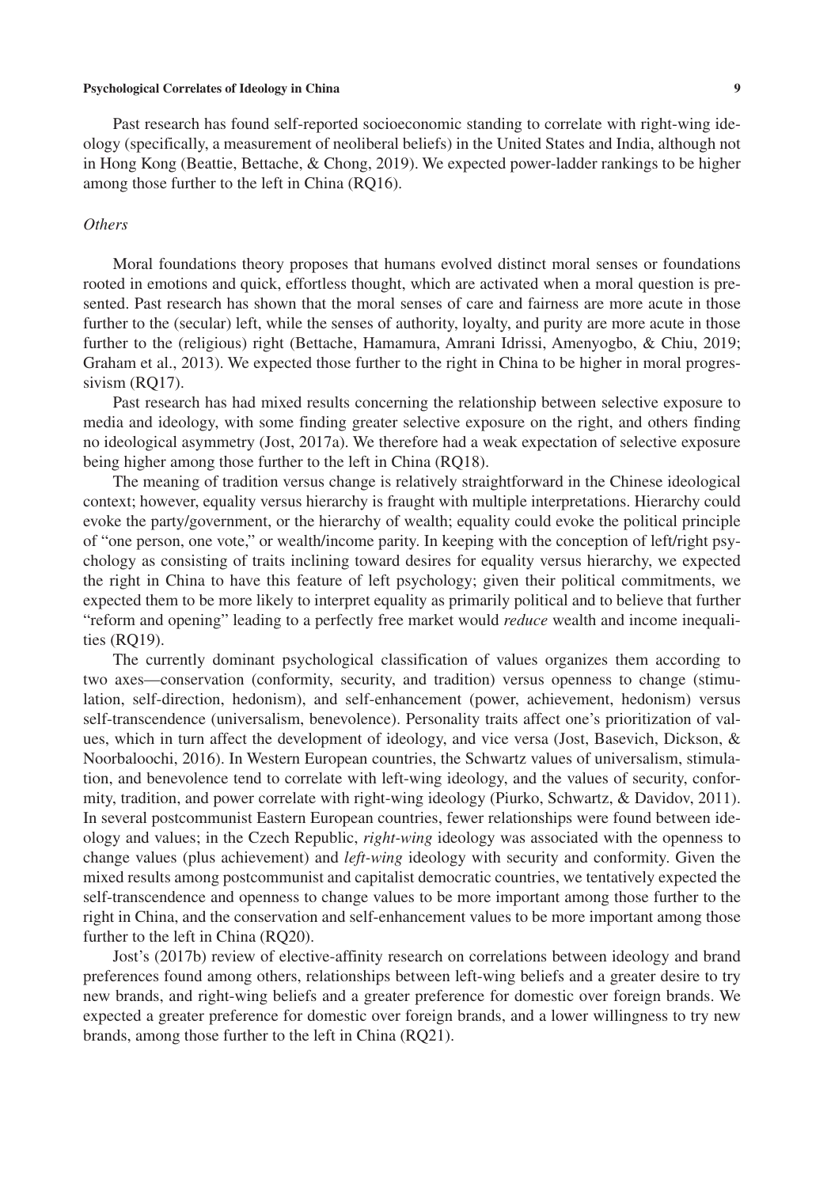Past research has found self-reported socioeconomic standing to correlate with right-wing ideology (specifically, a measurement of neoliberal beliefs) in the United States and India, although not in Hong Kong (Beattie, Bettache, & Chong, 2019). We expected power-ladder rankings to be higher among those further to the left in China (RQ16).

### *Others*

Moral foundations theory proposes that humans evolved distinct moral senses or foundations rooted in emotions and quick, effortless thought, which are activated when a moral question is presented. Past research has shown that the moral senses of care and fairness are more acute in those further to the (secular) left, while the senses of authority, loyalty, and purity are more acute in those further to the (religious) right (Bettache, Hamamura, Amrani Idrissi, Amenyogbo, & Chiu, 2019; Graham et al., 2013). We expected those further to the right in China to be higher in moral progressivism (RQ17).

Past research has had mixed results concerning the relationship between selective exposure to media and ideology, with some finding greater selective exposure on the right, and others finding no ideological asymmetry (Jost, 2017a). We therefore had a weak expectation of selective exposure being higher among those further to the left in China (RQ18).

The meaning of tradition versus change is relatively straightforward in the Chinese ideological context; however, equality versus hierarchy is fraught with multiple interpretations. Hierarchy could evoke the party/government, or the hierarchy of wealth; equality could evoke the political principle of "one person, one vote," or wealth/income parity. In keeping with the conception of left/right psychology as consisting of traits inclining toward desires for equality versus hierarchy, we expected the right in China to have this feature of left psychology; given their political commitments, we expected them to be more likely to interpret equality as primarily political and to believe that further "reform and opening" leading to a perfectly free market would *reduce* wealth and income inequalities (RQ19).

The currently dominant psychological classification of values organizes them according to two axes—conservation (conformity, security, and tradition) versus openness to change (stimulation, self-direction, hedonism), and self-enhancement (power, achievement, hedonism) versus self-transcendence (universalism, benevolence). Personality traits affect one's prioritization of values, which in turn affect the development of ideology, and vice versa (Jost, Basevich, Dickson, & Noorbaloochi, 2016). In Western European countries, the Schwartz values of universalism, stimulation, and benevolence tend to correlate with left-wing ideology, and the values of security, conformity, tradition, and power correlate with right-wing ideology (Piurko, Schwartz, & Davidov, 2011). In several postcommunist Eastern European countries, fewer relationships were found between ideology and values; in the Czech Republic, *right-wing* ideology was associated with the openness to change values (plus achievement) and *left-wing* ideology with security and conformity. Given the mixed results among postcommunist and capitalist democratic countries, we tentatively expected the self-transcendence and openness to change values to be more important among those further to the right in China, and the conservation and self-enhancement values to be more important among those further to the left in China (RQ20).

Jost's (2017b) review of elective-affinity research on correlations between ideology and brand preferences found among others, relationships between left-wing beliefs and a greater desire to try new brands, and right-wing beliefs and a greater preference for domestic over foreign brands. We expected a greater preference for domestic over foreign brands, and a lower willingness to try new brands, among those further to the left in China (RQ21).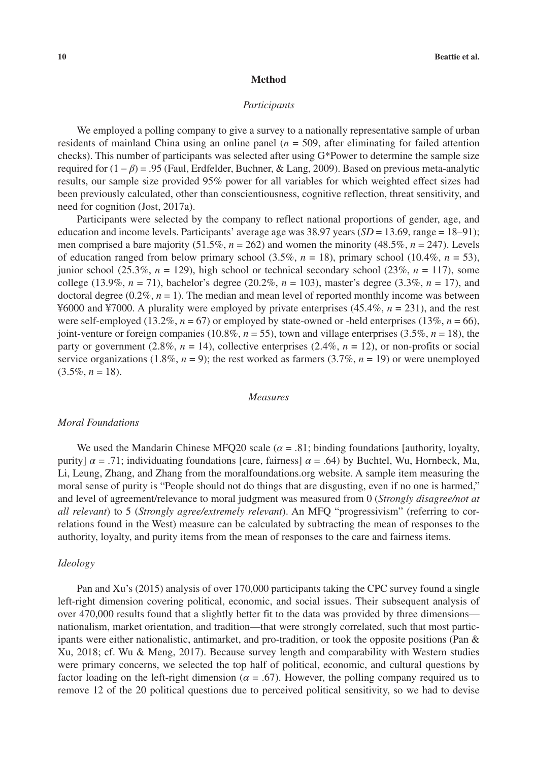## Method

### *Participants*

We employed a polling company to give a survey to a nationally representative sample of urban residents of mainland China using an online panel ($n$ = 509, after eliminating for failed attention checks). This number of participants was selected after using G*Power to determine the sample size required for $(1 - \beta) = .95$ (Faul, Erdfelder, Buchner, & Lang, 2009). Based on previous meta-analytic results, our sample size provided 95% power for all variables for which weighted effect sizes had been previously calculated, other than conscientiousness, cognitive reflection, threat sensitivity, and need for cognition (Jost, 2017a).

Participants were selected by the company to reflect national proportions of gender, age, and education and income levels. Participants' average age was 38.97 years ($SD$ = 13.69, range = 18–91); men comprised a bare majority (51.5%, $n$ = 262) and women the minority (48.5%, $n$ = 247). Levels of education ranged from below primary school (3.5%, $n$ = 18), primary school (10.4%, $n$ = 53), junior school (25.3%, $n$ = 129), high school or technical secondary school (23%, $n$ = 117), some college (13.9%, $n$ = 71), bachelor's degree (20.2%, $n$ = 103), master's degree (3.3%, $n$ = 17), and doctoral degree (0.2%, $n$ = 1). The median and mean level of reported monthly income was between ¥6000 and ¥7000. A plurality were employed by private enterprises (45.4%, $n$ = 231), and the rest were self-employed (13.2%, $n$ = 67) or employed by state-owned or -held enterprises (13%, $n$ = 66), joint-venture or foreign companies (10.8%, $n$ = 55), town and village enterprises (3.5%, $n$ = 18), the party or government (2.8%, $n$ = 14), collective enterprises (2.4%, $n$ = 12), or non-profits or social service organizations (1.8%, $n$ = 9); the rest worked as farmers (3.7%, $n$ = 19) or were unemployed (3.5%, $n$ = 18).

### *Measures*

#### *Moral Foundations*

We used the Mandarin Chinese MFQ20 scale ($\alpha = .81$; binding foundations [authority, loyalty, purity] $\alpha = .71$; individuating foundations [care, fairness] $\alpha = .64$) by Buchtel, Wu, Hornbeck, Ma, Li, Leung, Zhang, and Zhang from the moralfoundations.org website. A sample item measuring the moral sense of purity is "People should not do things that are disgusting, even if no one is harmed," and level of agreement/relevance to moral judgment was measured from 0 (*Strongly disagree/not at all relevant*) to 5 (*Strongly agree/extremely relevant*). An MFQ "progressivism" (referring to correlations found in the West) measure can be calculated by subtracting the mean of responses to the authority, loyalty, and purity items from the mean of responses to the care and fairness items.

#### *Ideology*

Pan and Xu's (2015) analysis of over 170,000 participants taking the CPC survey found a single left-right dimension covering political, economic, and social issues. Their subsequent analysis of over 470,000 results found that a slightly better fit to the data was provided by three dimensions—nationalism, market orientation, and tradition—that were strongly correlated, such that most participants were either nationalistic, antimarket, and pro-tradition, or took the opposite positions (Pan & Xu, 2018; cf. Wu & Meng, 2017). Because survey length and comparability with Western studies were primary concerns, we selected the top half of political, economic, and cultural questions by factor loading on the left-right dimension ($\alpha = .67$). However, the polling company required us to remove 12 of the 20 political questions due to perceived political sensitivity, so we had to devise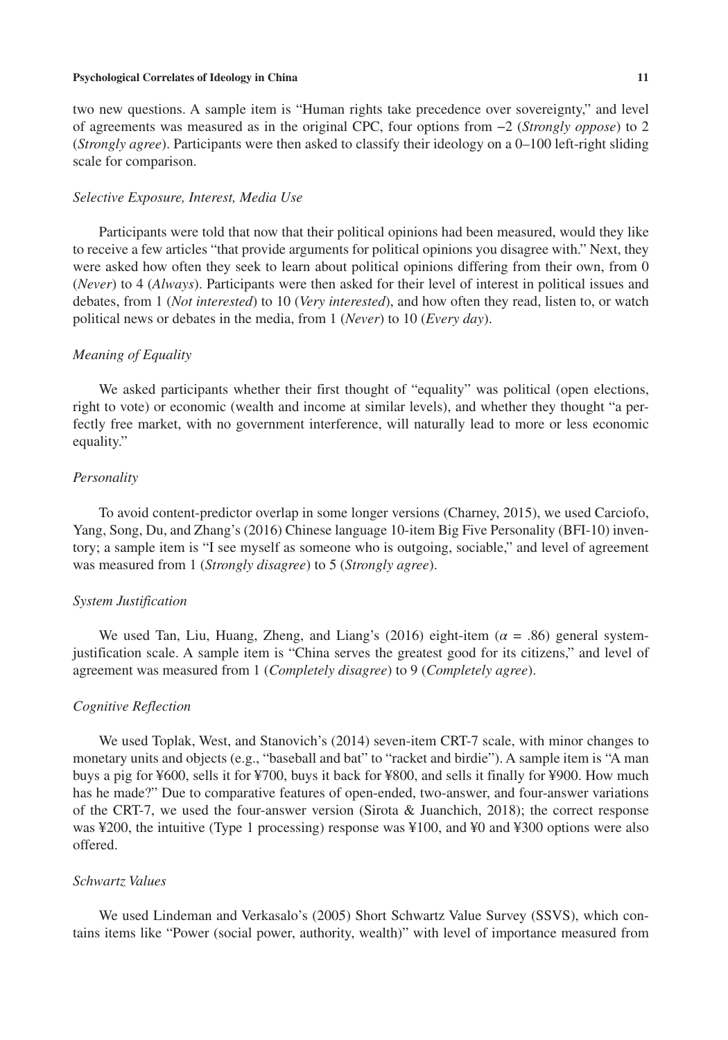two new questions. A sample item is "Human rights take precedence over sovereignty," and level of agreements was measured as in the original CPC, four options from −2 (*Strongly oppose*) to 2 (*Strongly agree*). Participants were then asked to classify their ideology on a 0–100 left-right sliding scale for comparison.

### *Selective Exposure, Interest, Media Use*

Participants were told that now that their political opinions had been measured, would they like to receive a few articles "that provide arguments for political opinions you disagree with." Next, they were asked how often they seek to learn about political opinions differing from their own, from 0 (*Never*) to 4 (*Always*). Participants were then asked for their level of interest in political issues and debates, from 1 (*Not interested*) to 10 (*Very interested*), and how often they read, listen to, or watch political news or debates in the media, from 1 (*Never*) to 10 (*Every day*).

### *Meaning of Equality*

We asked participants whether their first thought of "equality" was political (open elections, right to vote) or economic (wealth and income at similar levels), and whether they thought "a perfectly free market, with no government interference, will naturally lead to more or less economic equality."

### *Personality*

To avoid content-predictor overlap in some longer versions (Charney, 2015), we used Carciofo, Yang, Song, Du, and Zhang's (2016) Chinese language 10-item Big Five Personality (BFI-10) inventory; a sample item is "I see myself as someone who is outgoing, sociable," and level of agreement was measured from 1 (*Strongly disagree*) to 5 (*Strongly agree*).

### *System Justification*

We used Tan, Liu, Huang, Zheng, and Liang's (2016) eight-item ($\alpha$ = .86) general system-justification scale. A sample item is "China serves the greatest good for its citizens," and level of agreement was measured from 1 (*Completely disagree*) to 9 (*Completely agree*).

### *Cognitive Reflection*

We used Toplak, West, and Stanovich's (2014) seven-item CRT-7 scale, with minor changes to monetary units and objects (e.g., "baseball and bat" to "racket and birdie"). A sample item is "A man buys a pig for ¥600, sells it for ¥700, buys it back for ¥800, and sells it finally for ¥900. How much has he made?" Due to comparative features of open-ended, two-answer, and four-answer variations of the CRT-7, we used the four-answer version (Sirota & Juanchich, 2018); the correct response was ¥200, the intuitive (Type 1 processing) response was ¥100, and ¥0 and ¥300 options were also offered.

### *Schwartz Values*

We used Lindeman and Verkasalo's (2005) Short Schwartz Value Survey (SSVS), which contains items like "Power (social power, authority, wealth)" with level of importance measured from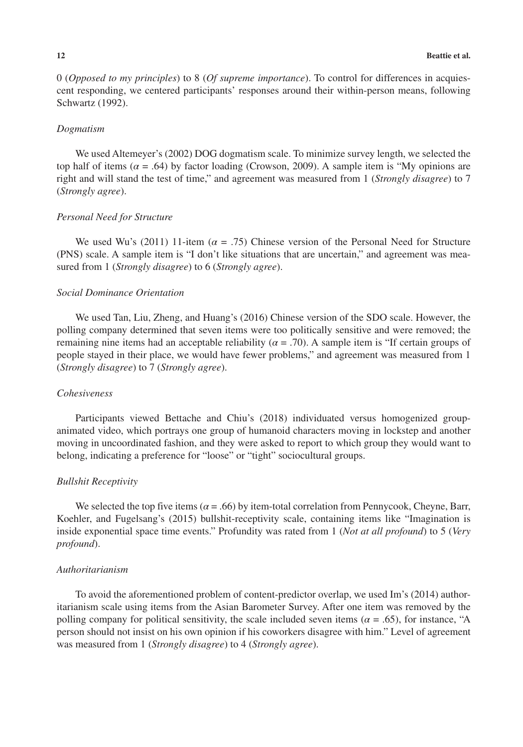0 (*Opposed to my principles*) to 8 (*Of supreme importance*). To control for differences in acquiescent responding, we centered participants' responses around their within-person means, following Schwartz (1992).

### *Dogmatism*

We used Altemeyer's (2002) DOG dogmatism scale. To minimize survey length, we selected the top half of items ($\alpha$ = .64) by factor loading (Crowson, 2009). A sample item is "My opinions are right and will stand the test of time," and agreement was measured from 1 (*Strongly disagree*) to 7 (*Strongly agree*).

### *Personal Need for Structure*

We used Wu's (2011) 11-item ($\alpha$ = .75) Chinese version of the Personal Need for Structure (PNS) scale. A sample item is "I don't like situations that are uncertain," and agreement was measured from 1 (*Strongly disagree*) to 6 (*Strongly agree*).

### *Social Dominance Orientation*

We used Tan, Liu, Zheng, and Huang's (2016) Chinese version of the SDO scale. However, the polling company determined that seven items were too politically sensitive and were removed; the remaining nine items had an acceptable reliability ($\alpha$ = .70). A sample item is "If certain groups of people stayed in their place, we would have fewer problems," and agreement was measured from 1 (*Strongly disagree*) to 7 (*Strongly agree*).

### *Cohesiveness*

Participants viewed Bettache and Chiu's (2018) individuated versus homogenized group-animated video, which portrays one group of humanoid characters moving in lockstep and another moving in uncoordinated fashion, and they were asked to report to which group they would want to belong, indicating a preference for "loose" or "tight" sociocultural groups.

### *Bullshit Receptivity*

We selected the top five items ($\alpha$ = .66) by item-total correlation from Pennycook, Cheyne, Barr, Koehler, and Fugelsang's (2015) bullshit-receptivity scale, containing items like "Imagination is inside exponential space time events." Profundity was rated from 1 (*Not at all profound*) to 5 (*Very profound*).

### *Authoritarianism*

To avoid the aforementioned problem of content-predictor overlap, we used Im's (2014) authoritarianism scale using items from the Asian Barometer Survey. After one item was removed by the polling company for political sensitivity, the scale included seven items ($\alpha$ = .65), for instance, "A person should not insist on his own opinion if his coworkers disagree with him." Level of agreement was measured from 1 (*Strongly disagree*) to 4 (*Strongly agree*).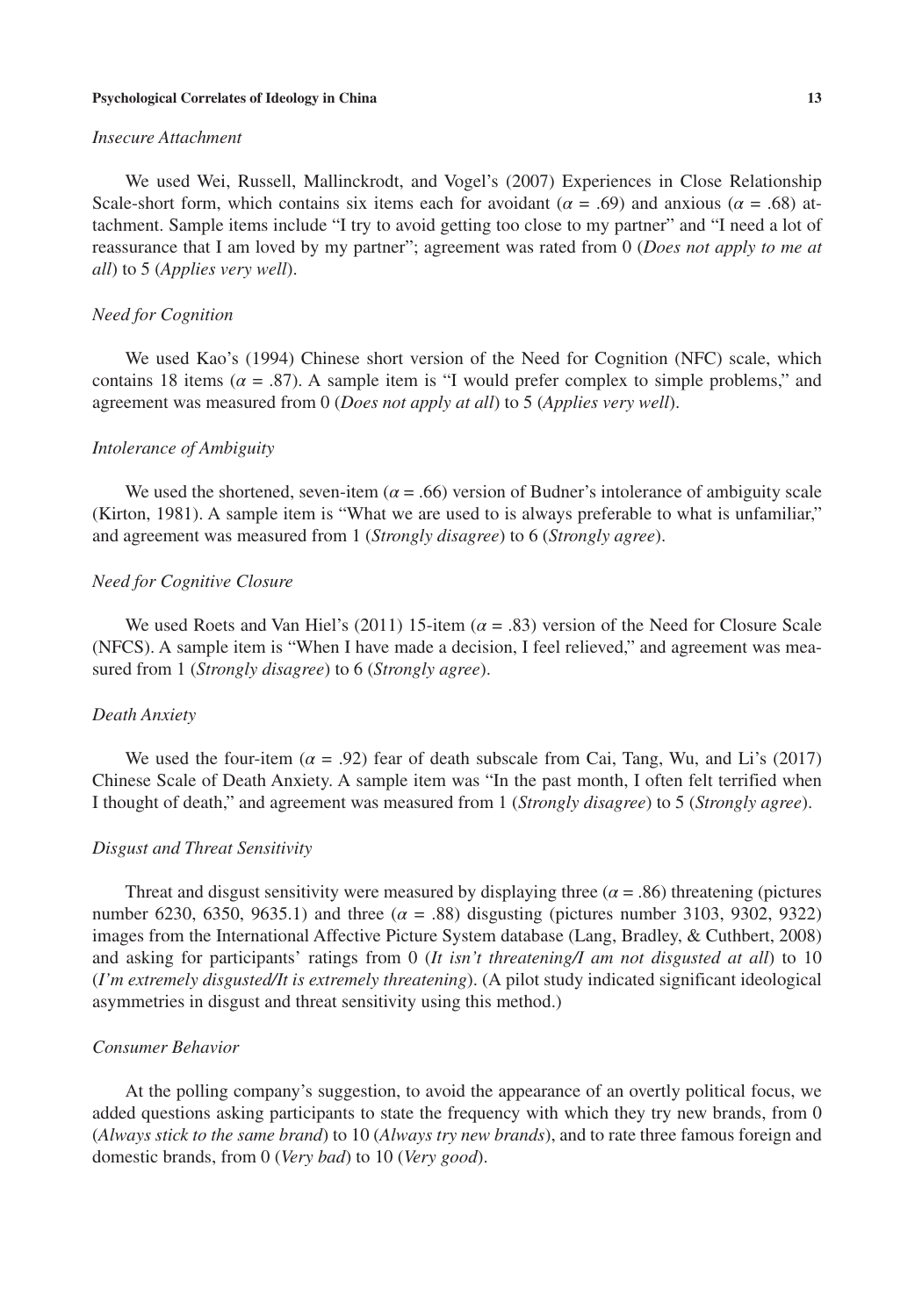### *Insecure Attachment*

We used Wei, Russell, Mallinckrodt, and Vogel's (2007) Experiences in Close Relationship Scale-short form, which contains six items each for avoidant ($\alpha$ = .69) and anxious ($\alpha$ = .68) attachment. Sample items include "I try to avoid getting too close to my partner" and "I need a lot of reassurance that I am loved by my partner"; agreement was rated from 0 (*Does not apply to me at all*) to 5 (*Applies very well*).

### *Need for Cognition*

We used Kao's (1994) Chinese short version of the Need for Cognition (NFC) scale, which contains 18 items ($\alpha$ = .87). A sample item is "I would prefer complex to simple problems," and agreement was measured from 0 (*Does not apply at all*) to 5 (*Applies very well*).

### *Intolerance of Ambiguity*

We used the shortened, seven-item ($\alpha$ = .66) version of Budner's intolerance of ambiguity scale (Kirton, 1981). A sample item is "What we are used to is always preferable to what is unfamiliar," and agreement was measured from 1 (*Strongly disagree*) to 6 (*Strongly agree*).

### *Need for Cognitive Closure*

We used Roets and Van Hiel's (2011) 15-item ($\alpha$ = .83) version of the Need for Closure Scale (NFCS). A sample item is "When I have made a decision, I feel relieved," and agreement was measured from 1 (*Strongly disagree*) to 6 (*Strongly agree*).

### *Death Anxiety*

We used the four-item ($\alpha$ = .92) fear of death subscale from Cai, Tang, Wu, and Li's (2017) Chinese Scale of Death Anxiety. A sample item was "In the past month, I often felt terrified when I thought of death," and agreement was measured from 1 (*Strongly disagree*) to 5 (*Strongly agree*).

### *Disgust and Threat Sensitivity*

Threat and disgust sensitivity were measured by displaying three ($\alpha$ = .86) threatening (pictures number 6230, 6350, 9635.1) and three ($\alpha$ = .88) disgusting (pictures number 3103, 9302, 9322) images from the International Affective Picture System database (Lang, Bradley, & Cuthbert, 2008) and asking for participants' ratings from 0 (*It isn't threatening/I am not disgusted at all*) to 10 (*I'm extremely disgusted/It is extremely threatening*). (A pilot study indicated significant ideological asymmetries in disgust and threat sensitivity using this method.)

### *Consumer Behavior*

At the polling company's suggestion, to avoid the appearance of an overtly political focus, we added questions asking participants to state the frequency with which they try new brands, from 0 (*Always stick to the same brand*) to 10 (*Always try new brands*), and to rate three famous foreign and domestic brands, from 0 (*Very bad*) to 10 (*Very good*).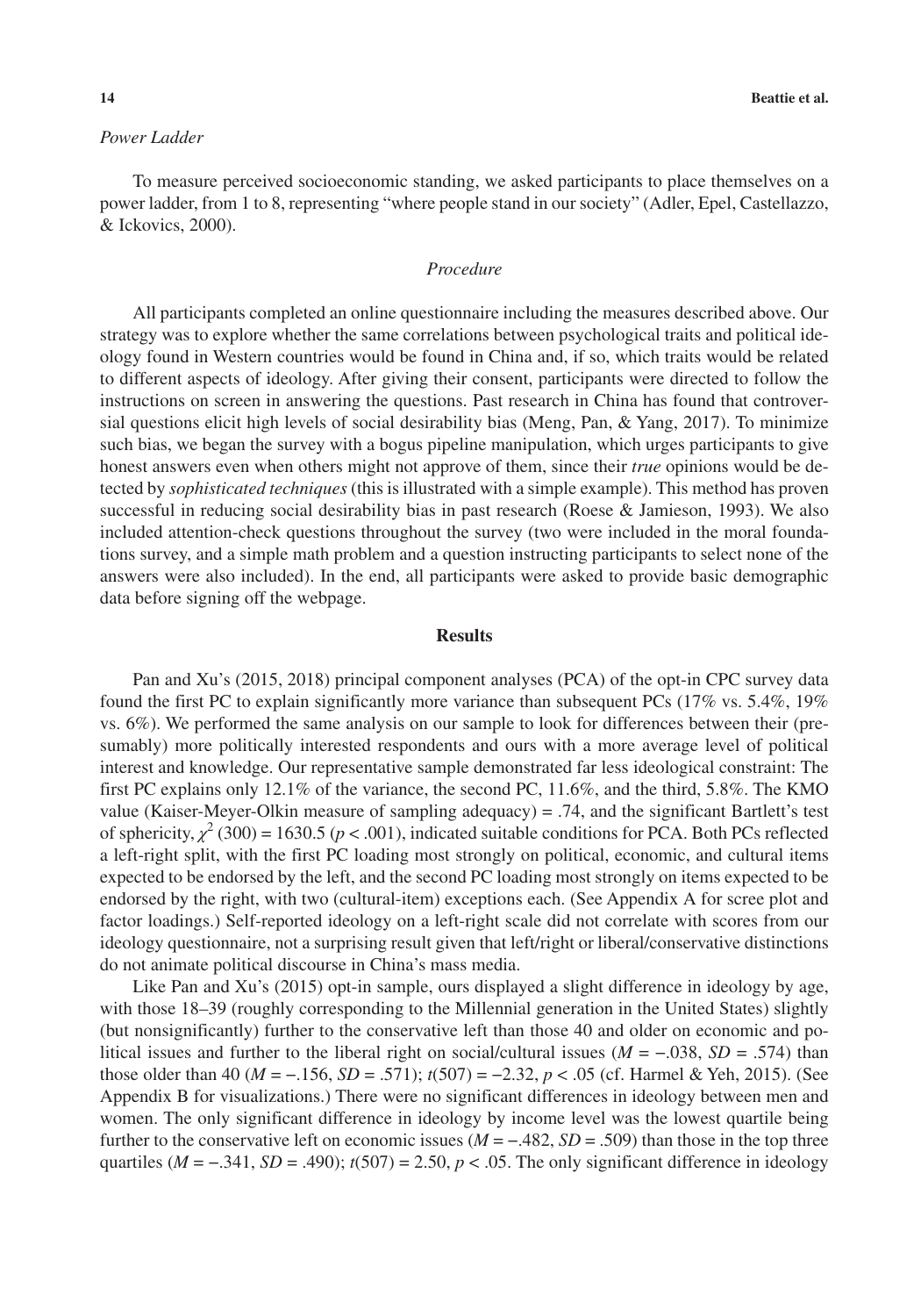*Power Ladder*

To measure perceived socioeconomic standing, we asked participants to place themselves on a power ladder, from 1 to 8, representing "where people stand in our society" (Adler, Epel, Castellazzo, & Ickovics, 2000).

### *Procedure*

All participants completed an online questionnaire including the measures described above. Our strategy was to explore whether the same correlations between psychological traits and political ideology found in Western countries would be found in China and, if so, which traits would be related to different aspects of ideology. After giving their consent, participants were directed to follow the instructions on screen in answering the questions. Past research in China has found that controversial questions elicit high levels of social desirability bias (Meng, Pan, & Yang, 2017). To minimize such bias, we began the survey with a bogus pipeline manipulation, which urges participants to give honest answers even when others might not approve of them, since their *true* opinions would be detected by *sophisticated techniques* (this is illustrated with a simple example). This method has proven successful in reducing social desirability bias in past research (Roese & Jamieson, 1993). We also included attention-check questions throughout the survey (two were included in the moral foundations survey, and a simple math problem and a question instructing participants to select none of the answers were also included). In the end, all participants were asked to provide basic demographic data before signing off the webpage.

## **Results**

Pan and Xu's (2015, 2018) principal component analyses (PCA) of the opt-in CPC survey data found the first PC to explain significantly more variance than subsequent PCs (17% vs. 5.4%, 19% vs. 6%). We performed the same analysis on our sample to look for differences between their (presumably) more politically interested respondents and ours with a more average level of political interest and knowledge. Our representative sample demonstrated far less ideological constraint: The first PC explains only 12.1% of the variance, the second PC, 11.6%, and the third, 5.8%. The KMO value (Kaiser-Meyer-Olkin measure of sampling adequacy) = .74, and the significant Bartlett's test of sphericity, $\chi^2$ (300) = 1630.5 ($p < .001$), indicated suitable conditions for PCA. Both PCs reflected a left-right split, with the first PC loading most strongly on political, economic, and cultural items expected to be endorsed by the left, and the second PC loading most strongly on items expected to be endorsed by the right, with two (cultural-item) exceptions each. (See Appendix A for scree plot and factor loadings.) Self-reported ideology on a left-right scale did not correlate with scores from our ideology questionnaire, not a surprising result given that left/right or liberal/conservative distinctions do not animate political discourse in China's mass media.

Like Pan and Xu's (2015) opt-in sample, ours displayed a slight difference in ideology by age, with those 18–39 (roughly corresponding to the Millennial generation in the United States) slightly (but nonsignificantly) further to the conservative left than those 40 and older on economic and political issues and further to the liberal right on social/cultural issues ($M = -.038$, $SD = .574$) than those older than 40 ($M = -.156$, $SD = .571$); $t(507) = -2.32$, $p < .05$ (cf. Harmel & Yeh, 2015). (See Appendix B for visualizations.) There were no significant differences in ideology between men and women. The only significant difference in ideology by income level was the lowest quartile being further to the conservative left on economic issues ($M = -.482$, $SD = .509$) than those in the top three quartiles ($M = -.341$, $SD = .490$); $t(507) = 2.50$, $p < .05$. The only significant difference in ideology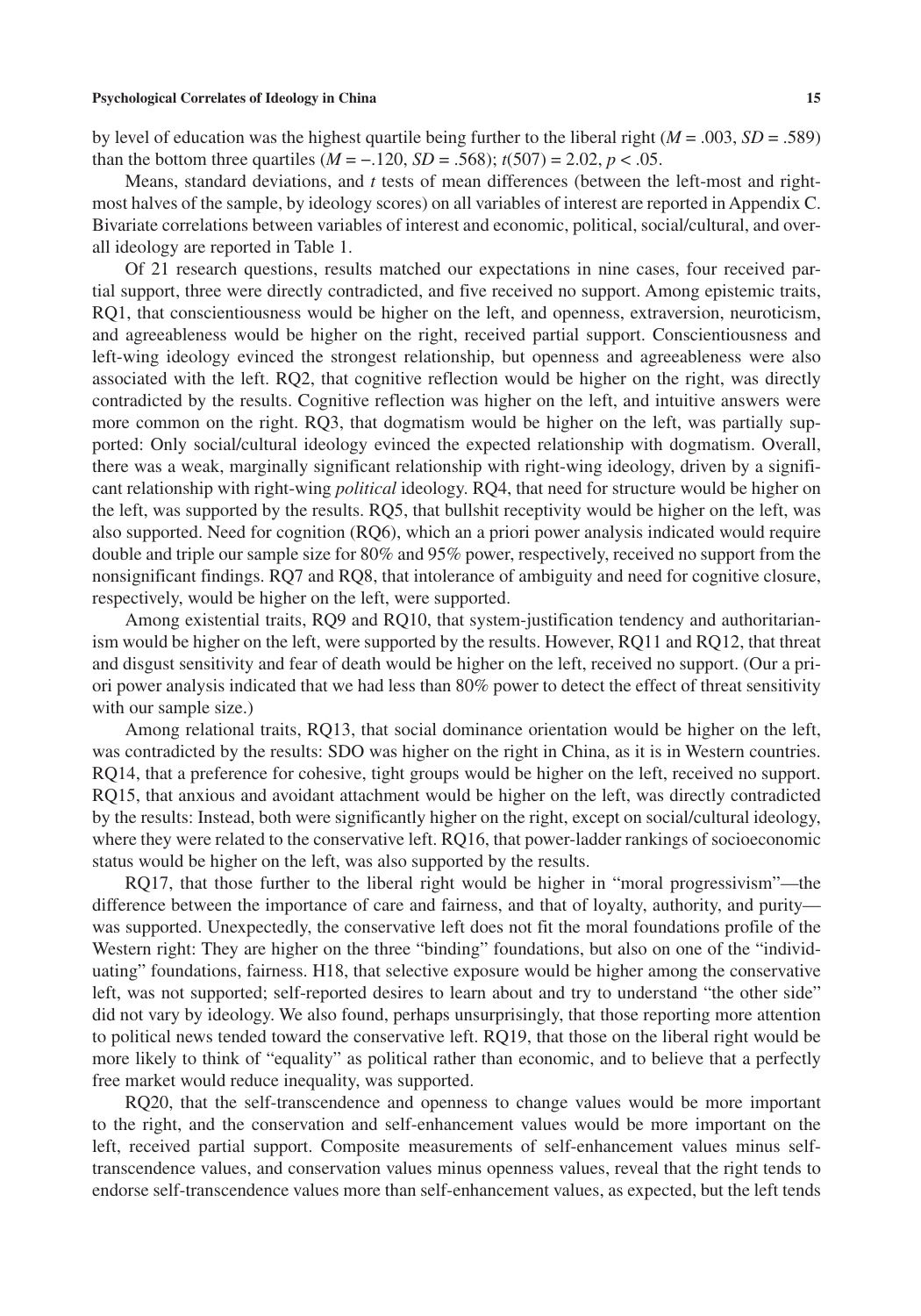by level of education was the highest quartile being further to the liberal right ($M = .003$, $SD = .589$) than the bottom three quartiles ($M = -.120$, $SD = .568$); $t(507) = 2.02$, $p < .05$.

Means, standard deviations, and *t* tests of mean differences (between the left-most and right-most halves of the sample, by ideology scores) on all variables of interest are reported in Appendix C. Bivariate correlations between variables of interest and economic, political, social/cultural, and overall ideology are reported in Table 1.

Of 21 research questions, results matched our expectations in nine cases, four received partial support, three were directly contradicted, and five received no support. Among epistemic traits, RQ1, that conscientiousness would be higher on the left, and openness, extraversion, neuroticism, and agreeableness would be higher on the right, received partial support. Conscientiousness and left-wing ideology evinced the strongest relationship, but openness and agreeableness were also associated with the left. RQ2, that cognitive reflection would be higher on the right, was directly contradicted by the results. Cognitive reflection was higher on the left, and intuitive answers were more common on the right. RQ3, that dogmatism would be higher on the left, was partially supported: Only social/cultural ideology evinced the expected relationship with dogmatism. Overall, there was a weak, marginally significant relationship with right-wing ideology, driven by a significant relationship with right-wing *political* ideology. RQ4, that need for structure would be higher on the left, was supported by the results. RQ5, that bullshit receptivity would be higher on the left, was also supported. Need for cognition (RQ6), which an a priori power analysis indicated would require double and triple our sample size for 80% and 95% power, respectively, received no support from the nonsignificant findings. RQ7 and RQ8, that intolerance of ambiguity and need for cognitive closure, respectively, would be higher on the left, were supported.

Among existential traits, RQ9 and RQ10, that system-justification tendency and authoritarianism would be higher on the left, were supported by the results. However, RQ11 and RQ12, that threat and disgust sensitivity and fear of death would be higher on the left, received no support. (Our a priori power analysis indicated that we had less than 80% power to detect the effect of threat sensitivity with our sample size.)

Among relational traits, RQ13, that social dominance orientation would be higher on the left, was contradicted by the results: SDO was higher on the right in China, as it is in Western countries. RQ14, that a preference for cohesive, tight groups would be higher on the left, received no support. RQ15, that anxious and avoidant attachment would be higher on the left, was directly contradicted by the results: Instead, both were significantly higher on the right, except on social/cultural ideology, where they were related to the conservative left. RQ16, that power-ladder rankings of socioeconomic status would be higher on the left, was also supported by the results.

RQ17, that those further to the liberal right would be higher in "moral progressivism"—the difference between the importance of care and fairness, and that of loyalty, authority, and purity—was supported. Unexpectedly, the conservative left does not fit the moral foundations profile of the Western right: They are higher on the three "binding" foundations, but also on one of the "individuating" foundations, fairness. H18, that selective exposure would be higher among the conservative left, was not supported; self-reported desires to learn about and try to understand "the other side" did not vary by ideology. We also found, perhaps unsurprisingly, that those reporting more attention to political news tended toward the conservative left. RQ19, that those on the liberal right would be more likely to think of "equality" as political rather than economic, and to believe that a perfectly free market would reduce inequality, was supported.

RQ20, that the self-transcendence and openness to change values would be more important to the right, and the conservation and self-enhancement values would be more important on the left, received partial support. Composite measurements of self-enhancement values minus self-transcendence values, and conservation values minus openness values, reveal that the right tends to endorse self-transcendence values more than self-enhancement values, as expected, but the left tends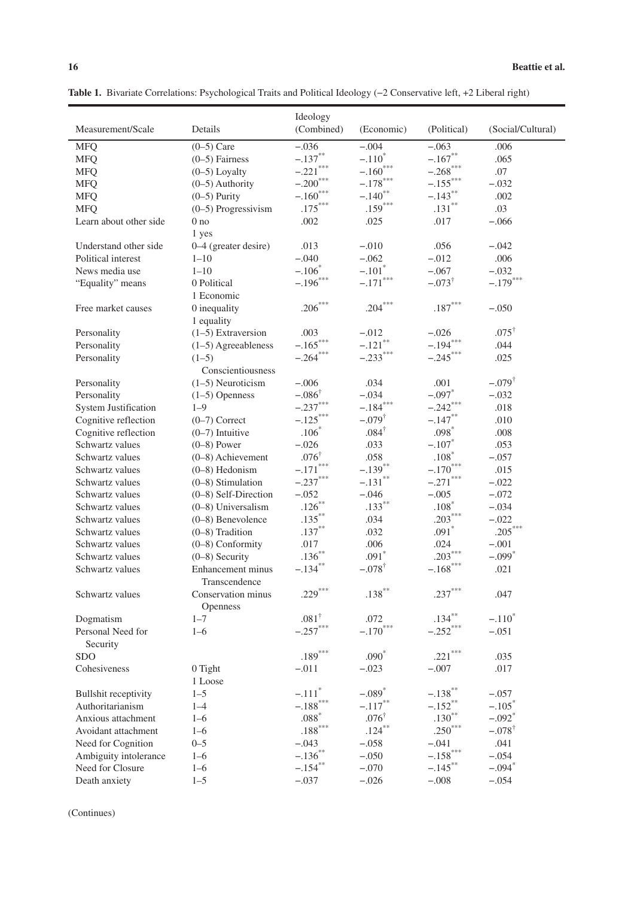**Table 1.** Bivariate Correlations: Psychological Traits and Political Ideology (−2 Conservative left, +2 Liberal right)

| Measurement/Scale | Details | Ideology (Combined) | (Economic) | (Political) | (Social/Cultural) |
|---|---|---|---|---|---|
| MFQ | (0–5) Care | −.036 | −.004 | −.063 | .006 |
| MFQ | (0–5) Fairness | $-.137^{**}$ | $-.110^{*}$ | $-.167^{**}$ | .065 |
| MFQ | (0–5) Loyalty | $-.221^{***}$ | $-.160^{***}$ | $-.268^{***}$ | .07 |
| MFQ | (0–5) Authority | $-.200^{***}$ | $-.178^{***}$ | $-.155^{***}$ | −.032 |
| MFQ | (0–5) Purity | $-.160^{***}$ | $-.140^{**}$ | $-.143^{**}$ | .002 |
| MFQ | (0–5) Progressivism | $.175^{***}$ | $.159^{***}$ | $.131^{**}$ | .03 |
| Learn about other side | 0 no 1 yes | .002 | .025 | .017 | −.066 |
| Understand other side | 0–4 (greater desire) | .013 | −.010 | .056 | −.042 |
| Political interest | 1–10 | −.040 | −.062 | −.012 | .006 |
| News media use | 1–10 | $-.106^{*}$ | $-.101^{*}$ | −.067 | −.032 |
| "Equality" means | 0 Political 1 Economic | $-.196^{***}$ | $-.171^{***}$ | $-.073^{\dagger}$ | $-.179^{***}$ |
| Free market causes | 0 inequality 1 equality | $.206^{***}$ | $.204^{***}$ | $.187^{***}$ | −.050 |
| Personality | (1–5) Extraversion | .003 | −.012 | −.026 | $.075^{\dagger}$ |
| Personality | (1–5) Agreeableness | $-.165^{***}$ | $-.121^{**}$ | $-.194^{***}$ | .044 |
| Personality | (1–5) Conscientiousness | $-.264^{***}$ | $-.233^{***}$ | $-.245^{***}$ | .025 |
| Personality | (1–5) Neuroticism | −.006 | .034 | .001 | $-.079^{\dagger}$ |
| Personality | (1–5) Openness | $-.086^{\dagger}$ | −.034 | $-.097^{*}$ | −.032 |
| System Justification | 1–9 | $-.237^{***}$ | $-.184^{***}$ | $-.242^{***}$ | .018 |
| Cognitive reflection | (0–7) Correct | $-.125^{***}$ | $-.079^{\dagger}$ | $-.147^{**}$ | .010 |
| Cognitive reflection | (0–7) Intuitive | $.106^{*}$ | $.084^{\dagger}$ | $.098^{*}$ | .008 |
| Schwartz values | (0–8) Power | −.026 | .033 | $-.107^{*}$ | .053 |
| Schwartz values | (0–8) Achievement | $.076^{\dagger}$ | .058 | $.108^{*}$ | −.057 |
| Schwartz values | (0–8) Hedonism | $-.171^{***}$ | $-.139^{**}$ | $-.170^{***}$ | .015 |
| Schwartz values | (0–8) Stimulation | $-.237^{***}$ | $-.131^{**}$ | $-.271^{***}$ | −.022 |
| Schwartz values | (0–8) Self-Direction | −.052 | −.046 | −.005 | −.072 |
| Schwartz values | (0–8) Universalism | $.126^{**}$ | $.133^{**}$ | $.108^{*}$ | −.034 |
| Schwartz values | (0–8) Benevolence | $.135^{**}$ | .034 | $.203^{***}$ | −.022 |
| Schwartz values | (0–8) Tradition | $.137^{**}$ | .032 | $.091^{*}$ | $.205^{***}$ |
| Schwartz values | (0–8) Conformity | .017 | .006 | .024 | −.001 |
| Schwartz values | (0–8) Security | $.136^{**}$ | $.091^{*}$ | $.203^{***}$ | $-.099^{*}$ |
| Schwartz values | Enhancement minus Transcendence | $-.134^{**}$ | $-.078^{\dagger}$ | $-.168^{***}$ | .021 |
| Schwartz values | Conservation minus Openness | $.229^{***}$ | $.138^{**}$ | $.237^{***}$ | .047 |
| Dogmatism | 1–7 | $.081^{\dagger}$ | .072 | $.134^{**}$ | $-.110^{*}$ |
| Personal Need for Security | 1–6 | $-.257^{***}$ | $-.170^{***}$ | $-.252^{***}$ | −.051 |
| SDO | | $.189^{***}$ | $.090^{*}$ | $.221^{***}$ | .035 |
| Cohesiveness | 0 Tight 1 Loose | −.011 | −.023 | −.007 | .017 |
| Bullshit receptivity | 1–5 | $-.111^{*}$ | $-.089^{*}$ | $-.138^{**}$ | −.057 |
| Authoritarianism | 1–4 | $-.188^{***}$ | $-.117^{**}$ | $-.152^{**}$ | $-.105^{*}$ |
| Anxious attachment | 1–6 | $.088^{*}$ | $.076^{\dagger}$ | $.130^{**}$ | $-.092^{*}$ |
| Avoidant attachment | 1–6 | $.188^{***}$ | $.124^{**}$ | $.250^{***}$ | $-.078^{\dagger}$ |
| Need for Cognition | 0–5 | −.043 | −.058 | −.041 | .041 |
| Ambiguity intolerance | 1–6 | $-.136^{**}$ | −.050 | $-.158^{***}$ | −.054 |
| Need for Closure | 1–6 | $-.154^{**}$ | −.070 | $-.145^{**}$ | $-.094^{*}$ |
| Death anxiety | 1–5 | −.037 | −.026 | −.008 | −.054 |

(Continues)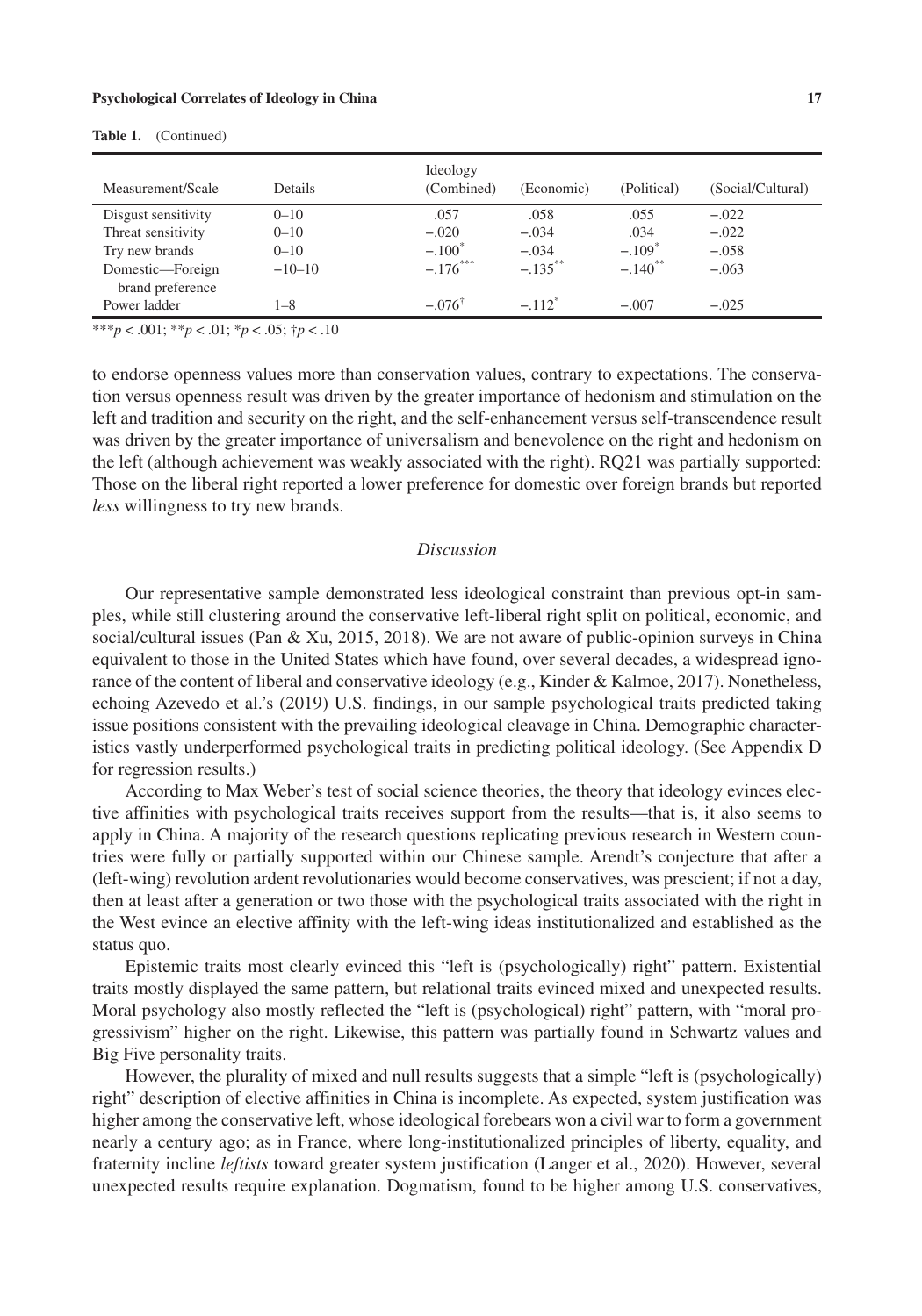**Table 1.** (Continued)

| Measurement/Scale | Details | Ideology (Combined) | (Economic) | (Political) | (Social/Cultural) |
|---|---|---|---|---|---|
| Disgust sensitivity | 0–10 | .057 | .058 | .055 | −.022 |
| Threat sensitivity | 0–10 | −.020 | −.034 | .034 | −.022 |
| Try new brands | 0–10 | $-.100^{*}$ | −.034 | $-.109^{*}$ | −.058 |
| Domestic—Foreign brand preference | −10–10 | $-.176^{***}$ | $-.135^{**}$ | $-.140^{**}$ | −.063 |
| Power ladder | 1–8 | $-.076^{\dagger}$ | $-.112^{*}$ | −.007 | −.025 |

$^{***}p < .001$; $^{**}p < .01$; $^{*}p < .05$; $^{\dagger}p < .10$

to endorse openness values more than conservation values, contrary to expectations. The conservation versus openness result was driven by the greater importance of hedonism and stimulation on the left and tradition and security on the right, and the self-enhancement versus self-transcendence result was driven by the greater importance of universalism and benevolence on the right and hedonism on the left (although achievement was weakly associated with the right). RQ21 was partially supported: Those on the liberal right reported a lower preference for domestic over foreign brands but reported *less* willingness to try new brands.

## *Discussion*

Our representative sample demonstrated less ideological constraint than previous opt-in samples, while still clustering around the conservative left-liberal right split on political, economic, and social/cultural issues (Pan & Xu, 2015, 2018). We are not aware of public-opinion surveys in China equivalent to those in the United States which have found, over several decades, a widespread ignorance of the content of liberal and conservative ideology (e.g., Kinder & Kalmoe, 2017). Nonetheless, echoing Azevedo et al.'s (2019) U.S. findings, in our sample psychological traits predicted taking issue positions consistent with the prevailing ideological cleavage in China. Demographic characteristics vastly underperformed psychological traits in predicting political ideology. (See Appendix D for regression results.)

According to Max Weber's test of social science theories, the theory that ideology evinces elective affinities with psychological traits receives support from the results—that is, it also seems to apply in China. A majority of the research questions replicating previous research in Western countries were fully or partially supported within our Chinese sample. Arendt's conjecture that after a (left-wing) revolution ardent revolutionaries would become conservatives, was prescient; if not a day, then at least after a generation or two those with the psychological traits associated with the right in the West evince an elective affinity with the left-wing ideas institutionalized and established as the status quo.

Epistemic traits most clearly evinced this "left is (psychologically) right" pattern. Existential traits mostly displayed the same pattern, but relational traits evinced mixed and unexpected results. Moral psychology also mostly reflected the "left is (psychological) right" pattern, with "moral progressivism" higher on the right. Likewise, this pattern was partially found in Schwartz values and Big Five personality traits.

However, the plurality of mixed and null results suggests that a simple "left is (psychologically) right" description of elective affinities in China is incomplete. As expected, system justification was higher among the conservative left, whose ideological forebears won a civil war to form a government nearly a century ago; as in France, where long-institutionalized principles of liberty, equality, and fraternity incline *leftists* toward greater system justification (Langer et al., 2020). However, several unexpected results require explanation. Dogmatism, found to be higher among U.S. conservatives,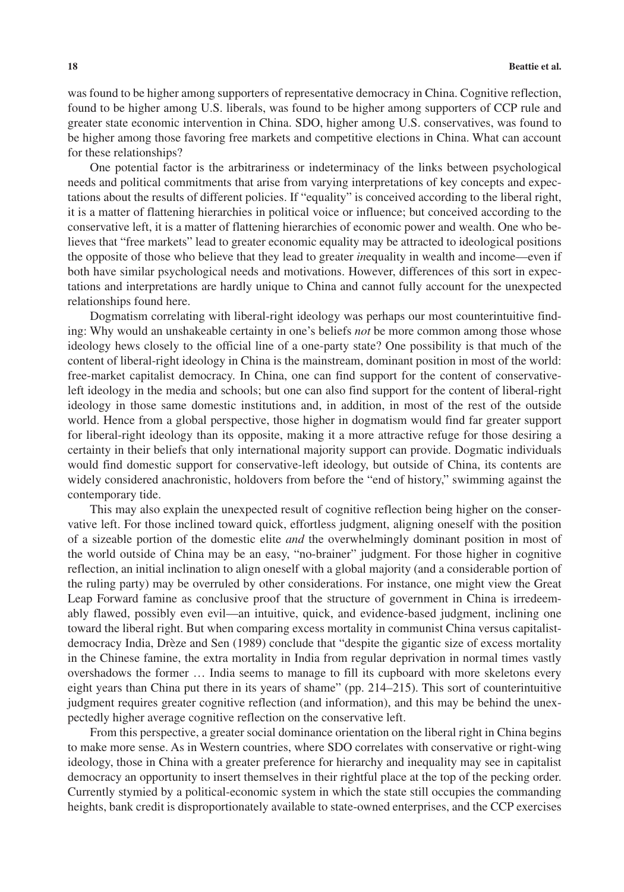was found to be higher among supporters of representative democracy in China. Cognitive reflection, found to be higher among U.S. liberals, was found to be higher among supporters of CCP rule and greater state economic intervention in China. SDO, higher among U.S. conservatives, was found to be higher among those favoring free markets and competitive elections in China. What can account for these relationships?

One potential factor is the arbitrariness or indeterminacy of the links between psychological needs and political commitments that arise from varying interpretations of key concepts and expectations about the results of different policies. If "equality" is conceived according to the liberal right, it is a matter of flattening hierarchies in political voice or influence; but conceived according to the conservative left, it is a matter of flattening hierarchies of economic power and wealth. One who believes that "free markets" lead to greater economic equality may be attracted to ideological positions the opposite of those who believe that they lead to greater *in*equality in wealth and income—even if both have similar psychological needs and motivations. However, differences of this sort in expectations and interpretations are hardly unique to China and cannot fully account for the unexpected relationships found here.

Dogmatism correlating with liberal-right ideology was perhaps our most counterintuitive finding: Why would an unshakeable certainty in one's beliefs *not* be more common among those whose ideology hews closely to the official line of a one-party state? One possibility is that much of the content of liberal-right ideology in China is the mainstream, dominant position in most of the world: free-market capitalist democracy. In China, one can find support for the content of conservative-left ideology in the media and schools; but one can also find support for the content of liberal-right ideology in those same domestic institutions and, in addition, in most of the rest of the outside world. Hence from a global perspective, those higher in dogmatism would find far greater support for liberal-right ideology than its opposite, making it a more attractive refuge for those desiring a certainty in their beliefs that only international majority support can provide. Dogmatic individuals would find domestic support for conservative-left ideology, but outside of China, its contents are widely considered anachronistic, holdovers from before the "end of history," swimming against the contemporary tide.

This may also explain the unexpected result of cognitive reflection being higher on the conservative left. For those inclined toward quick, effortless judgment, aligning oneself with the position of a sizeable portion of the domestic elite *and* the overwhelmingly dominant position in most of the world outside of China may be an easy, "no-brainer" judgment. For those higher in cognitive reflection, an initial inclination to align oneself with a global majority (and a considerable portion of the ruling party) may be overruled by other considerations. For instance, one might view the Great Leap Forward famine as conclusive proof that the structure of government in China is irredeemably flawed, possibly even evil—an intuitive, quick, and evidence-based judgment, inclining one toward the liberal right. But when comparing excess mortality in communist China versus capitalist-democracy India, Drèze and Sen (1989) conclude that "despite the gigantic size of excess mortality in the Chinese famine, the extra mortality in India from regular deprivation in normal times vastly overshadows the former … India seems to manage to fill its cupboard with more skeletons every eight years than China put there in its years of shame" (pp. 214–215). This sort of counterintuitive judgment requires greater cognitive reflection (and information), and this may be behind the unexpectedly higher average cognitive reflection on the conservative left.

From this perspective, a greater social dominance orientation on the liberal right in China begins to make more sense. As in Western countries, where SDO correlates with conservative or right-wing ideology, those in China with a greater preference for hierarchy and inequality may see in capitalist democracy an opportunity to insert themselves in their rightful place at the top of the pecking order. Currently stymied by a political-economic system in which the state still occupies the commanding heights, bank credit is disproportionately available to state-owned enterprises, and the CCP exercises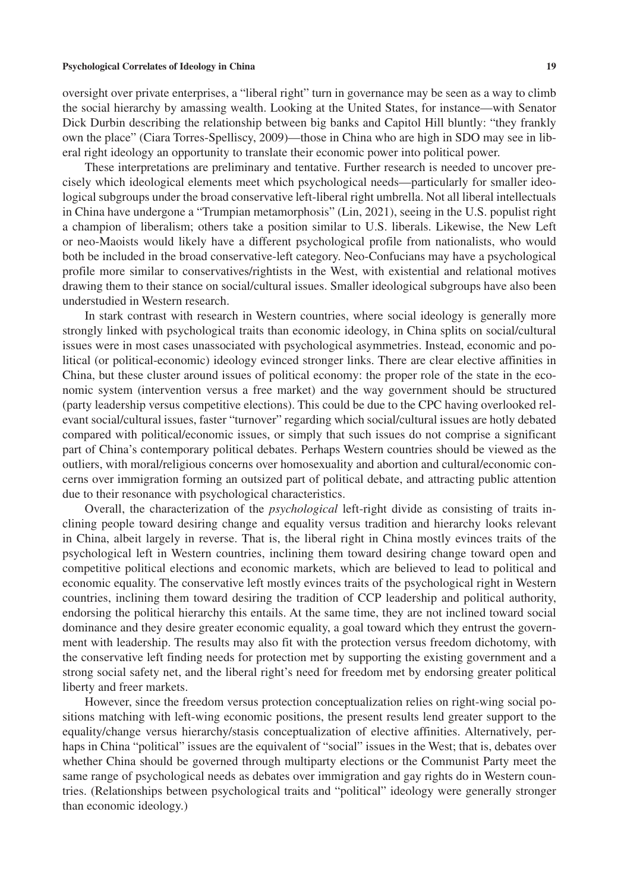oversight over private enterprises, a "liberal right" turn in governance may be seen as a way to climb the social hierarchy by amassing wealth. Looking at the United States, for instance—with Senator Dick Durbin describing the relationship between big banks and Capitol Hill bluntly: "they frankly own the place" (Ciara Torres-Spelliscy, 2009)—those in China who are high in SDO may see in liberal right ideology an opportunity to translate their economic power into political power.

These interpretations are preliminary and tentative. Further research is needed to uncover precisely which ideological elements meet which psychological needs—particularly for smaller ideological subgroups under the broad conservative left-liberal right umbrella. Not all liberal intellectuals in China have undergone a "Trumpian metamorphosis" (Lin, 2021), seeing in the U.S. populist right a champion of liberalism; others take a position similar to U.S. liberals. Likewise, the New Left or neo-Maoists would likely have a different psychological profile from nationalists, who would both be included in the broad conservative-left category. Neo-Confucians may have a psychological profile more similar to conservatives/rightists in the West, with existential and relational motives drawing them to their stance on social/cultural issues. Smaller ideological subgroups have also been understudied in Western research.

In stark contrast with research in Western countries, where social ideology is generally more strongly linked with psychological traits than economic ideology, in China splits on social/cultural issues were in most cases unassociated with psychological asymmetries. Instead, economic and political (or political-economic) ideology evinced stronger links. There are clear elective affinities in China, but these cluster around issues of political economy: the proper role of the state in the economic system (intervention versus a free market) and the way government should be structured (party leadership versus competitive elections). This could be due to the CPC having overlooked relevant social/cultural issues, faster "turnover" regarding which social/cultural issues are hotly debated compared with political/economic issues, or simply that such issues do not comprise a significant part of China's contemporary political debates. Perhaps Western countries should be viewed as the outliers, with moral/religious concerns over homosexuality and abortion and cultural/economic concerns over immigration forming an outsized part of political debate, and attracting public attention due to their resonance with psychological characteristics.

Overall, the characterization of the *psychological* left-right divide as consisting of traits inclining people toward desiring change and equality versus tradition and hierarchy looks relevant in China, albeit largely in reverse. That is, the liberal right in China mostly evinces traits of the psychological left in Western countries, inclining them toward desiring change toward open and competitive political elections and economic markets, which are believed to lead to political and economic equality. The conservative left mostly evinces traits of the psychological right in Western countries, inclining them toward desiring the tradition of CCP leadership and political authority, endorsing the political hierarchy this entails. At the same time, they are not inclined toward social dominance and they desire greater economic equality, a goal toward which they entrust the government with leadership. The results may also fit with the protection versus freedom dichotomy, with the conservative left finding needs for protection met by supporting the existing government and a strong social safety net, and the liberal right's need for freedom met by endorsing greater political liberty and freer markets.

However, since the freedom versus protection conceptualization relies on right-wing social positions matching with left-wing economic positions, the present results lend greater support to the equality/change versus hierarchy/stasis conceptualization of elective affinities. Alternatively, perhaps in China "political" issues are the equivalent of "social" issues in the West; that is, debates over whether China should be governed through multiparty elections or the Communist Party meet the same range of psychological needs as debates over immigration and gay rights do in Western countries. (Relationships between psychological traits and "political" ideology were generally stronger than economic ideology.)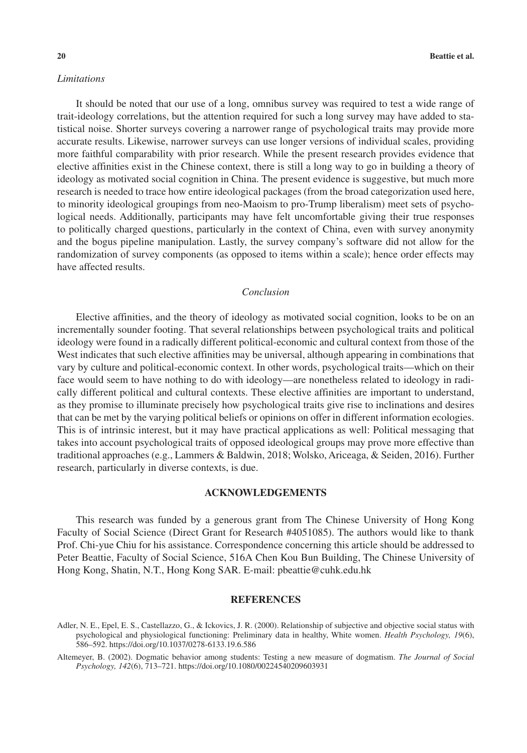### *Limitations*

It should be noted that our use of a long, omnibus survey was required to test a wide range of trait-ideology correlations, but the attention required for such a long survey may have added to statistical noise. Shorter surveys covering a narrower range of psychological traits may provide more accurate results. Likewise, narrower surveys can use longer versions of individual scales, providing more faithful comparability with prior research. While the present research provides evidence that elective affinities exist in the Chinese context, there is still a long way to go in building a theory of ideology as motivated social cognition in China. The present evidence is suggestive, but much more research is needed to trace how entire ideological packages (from the broad categorization used here, to minority ideological groupings from neo-Maoism to pro-Trump liberalism) meet sets of psychological needs. Additionally, participants may have felt uncomfortable giving their true responses to politically charged questions, particularly in the context of China, even with survey anonymity and the bogus pipeline manipulation. Lastly, the survey company's software did not allow for the randomization of survey components (as opposed to items within a scale); hence order effects may have affected results.

### *Conclusion*

Elective affinities, and the theory of ideology as motivated social cognition, looks to be on an incrementally sounder footing. That several relationships between psychological traits and political ideology were found in a radically different political-economic and cultural context from those of the West indicates that such elective affinities may be universal, although appearing in combinations that vary by culture and political-economic context. In other words, psychological traits—which on their face would seem to have nothing to do with ideology—are nonetheless related to ideology in radically different political and cultural contexts. These elective affinities are important to understand, as they promise to illuminate precisely how psychological traits give rise to inclinations and desires that can be met by the varying political beliefs or opinions on offer in different information ecologies. This is of intrinsic interest, but it may have practical applications as well: Political messaging that takes into account psychological traits of opposed ideological groups may prove more effective than traditional approaches (e.g., Lammers & Baldwin, 2018; Wolsko, Ariceaga, & Seiden, 2016). Further research, particularly in diverse contexts, is due.

## ACKNOWLEDGEMENTS

This research was funded by a generous grant from The Chinese University of Hong Kong Faculty of Social Science (Direct Grant for Research #4051085). The authors would like to thank Prof. Chi-yue Chiu for his assistance. Correspondence concerning this article should be addressed to Peter Beattie, Faculty of Social Science, 516A Chen Kou Bun Building, The Chinese University of Hong Kong, Shatin, N.T., Hong Kong SAR. E-mail: pbeattie@cuhk.edu.hk

## REFERENCES

Adler, N. E., Epel, E. S., Castellazzo, G., & Ickovics, J. R. (2000). Relationship of subjective and objective social status with psychological and physiological functioning: Preliminary data in healthy, White women. *Health Psychology, 19*(6), 586–592. https://doi.org/10.1037/0278-6133.19.6.586

Altemeyer, B. (2002). Dogmatic behavior among students: Testing a new measure of dogmatism. *The Journal of Social Psychology, 142*(6), 713–721. https://doi.org/10.1080/00224540209603931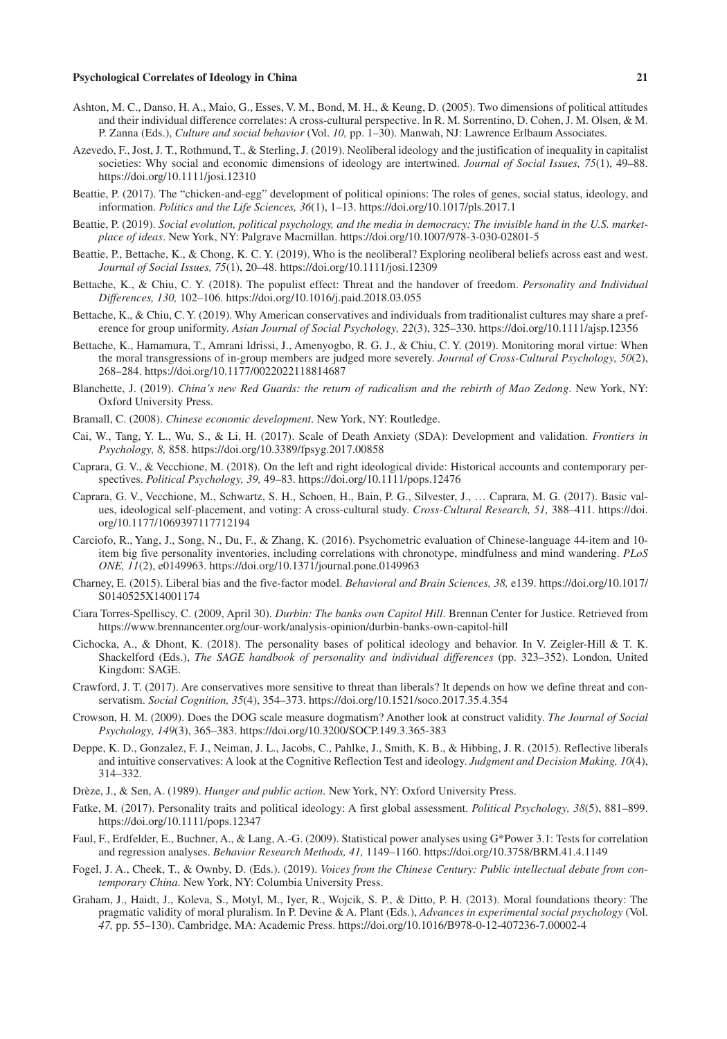Ashton, M. C., Danso, H. A., Maio, G., Esses, V. M., Bond, M. H., & Keung, D. (2005). Two dimensions of political attitudes and their individual difference correlates: A cross-cultural perspective. In R. M. Sorrentino, D. Cohen, J. M. Olsen, & M. P. Zanna (Eds.), *Culture and social behavior* (Vol. *10,* pp. 1–30). Manwah, NJ: Lawrence Erlbaum Associates.

Azevedo, F., Jost, J. T., Rothmund, T., & Sterling, J. (2019). Neoliberal ideology and the justification of inequality in capitalist societies: Why social and economic dimensions of ideology are intertwined. *Journal of Social Issues, 75*(1), 49–88. https://doi.org/10.1111/josi.12310

Beattie, P. (2017). The "chicken-and-egg" development of political opinions: The roles of genes, social status, ideology, and information. *Politics and the Life Sciences, 36*(1), 1–13. https://doi.org/10.1017/pls.2017.1

Beattie, P. (2019). *Social evolution, political psychology, and the media in democracy: The invisible hand in the U.S. marketplace of ideas*. New York, NY: Palgrave Macmillan. https://doi.org/10.1007/978-3-030-02801-5

Beattie, P., Bettache, K., & Chong, K. C. Y. (2019). Who is the neoliberal? Exploring neoliberal beliefs across east and west. *Journal of Social Issues, 75*(1), 20–48. https://doi.org/10.1111/josi.12309

Bettache, K., & Chiu, C. Y. (2018). The populist effect: Threat and the handover of freedom. *Personality and Individual Differences, 130,* 102–106. https://doi.org/10.1016/j.paid.2018.03.055

Bettache, K., & Chiu, C. Y. (2019). Why American conservatives and individuals from traditionalist cultures may share a preference for group uniformity. *Asian Journal of Social Psychology, 22*(3), 325–330. https://doi.org/10.1111/ajsp.12356

Bettache, K., Hamamura, T., Amrani Idrissi, J., Amenyogbo, R. G. J., & Chiu, C. Y. (2019). Monitoring moral virtue: When the moral transgressions of in-group members are judged more severely. *Journal of Cross-Cultural Psychology, 50*(2), 268–284. https://doi.org/10.1177/0022022118814687

Blanchette, J. (2019). *China's new Red Guards: the return of radicalism and the rebirth of Mao Zedong*. New York, NY: Oxford University Press.

Bramall, C. (2008). *Chinese economic development*. New York, NY: Routledge.

Cai, W., Tang, Y. L., Wu, S., & Li, H. (2017). Scale of Death Anxiety (SDA): Development and validation. *Frontiers in Psychology, 8,* 858. https://doi.org/10.3389/fpsyg.2017.00858

Caprara, G. V., & Vecchione, M. (2018). On the left and right ideological divide: Historical accounts and contemporary perspectives. *Political Psychology, 39,* 49–83. https://doi.org/10.1111/pops.12476

Caprara, G. V., Vecchione, M., Schwartz, S. H., Schoen, H., Bain, P. G., Silvester, J., … Caprara, M. G. (2017). Basic values, ideological self-placement, and voting: A cross-cultural study. *Cross-Cultural Research, 51,* 388–411. https://doi.org/10.1177/1069397117712194

Carciofo, R., Yang, J., Song, N., Du, F., & Zhang, K. (2016). Psychometric evaluation of Chinese-language 44-item and 10-item big five personality inventories, including correlations with chronotype, mindfulness and mind wandering. *PLoS ONE, 11*(2), e0149963. https://doi.org/10.1371/journal.pone.0149963

Charney, E. (2015). Liberal bias and the five-factor model. *Behavioral and Brain Sciences, 38,* e139. https://doi.org/10.1017/S0140525X14001174

Ciara Torres-Spelliscy, C. (2009, April 30). *Durbin: The banks own Capitol Hill*. Brennan Center for Justice. Retrieved from https://www.brennancenter.org/our-work/analysis-opinion/durbin-banks-own-capitol-hill

Cichocka, A., & Dhont, K. (2018). The personality bases of political ideology and behavior. In V. Zeigler-Hill & T. K. Shackelford (Eds.), *The SAGE handbook of personality and individual differences* (pp. 323–352). London, United Kingdom: SAGE.

Crawford, J. T. (2017). Are conservatives more sensitive to threat than liberals? It depends on how we define threat and conservatism. *Social Cognition, 35*(4), 354–373. https://doi.org/10.1521/soco.2017.35.4.354

Crowson, H. M. (2009). Does the DOG scale measure dogmatism? Another look at construct validity. *The Journal of Social Psychology, 149*(3), 365–383. https://doi.org/10.3200/SOCP.149.3.365-383

Deppe, K. D., Gonzalez, F. J., Neiman, J. L., Jacobs, C., Pahlke, J., Smith, K. B., & Hibbing, J. R. (2015). Reflective liberals and intuitive conservatives: A look at the Cognitive Reflection Test and ideology. *Judgment and Decision Making, 10*(4), 314–332.

Drèze, J., & Sen, A. (1989). *Hunger and public action*. New York, NY: Oxford University Press.

Fatke, M. (2017). Personality traits and political ideology: A first global assessment. *Political Psychology, 38*(5), 881–899. https://doi.org/10.1111/pops.12347

Faul, F., Erdfelder, E., Buchner, A., & Lang, A.-G. (2009). Statistical power analyses using G*Power 3.1: Tests for correlation and regression analyses. *Behavior Research Methods, 41,* 1149–1160. https://doi.org/10.3758/BRM.41.4.1149

Fogel, J. A., Cheek, T., & Ownby, D. (Eds.). (2019). *Voices from the Chinese Century: Public intellectual debate from contemporary China*. New York, NY: Columbia University Press.

Graham, J., Haidt, J., Koleva, S., Motyl, M., Iyer, R., Wojcik, S. P., & Ditto, P. H. (2013). Moral foundations theory: The pragmatic validity of moral pluralism. In P. Devine & A. Plant (Eds.), *Advances in experimental social psychology* (Vol. *47,* pp. 55–130). Cambridge, MA: Academic Press. https://doi.org/10.1016/B978-0-12-407236-7.00002-4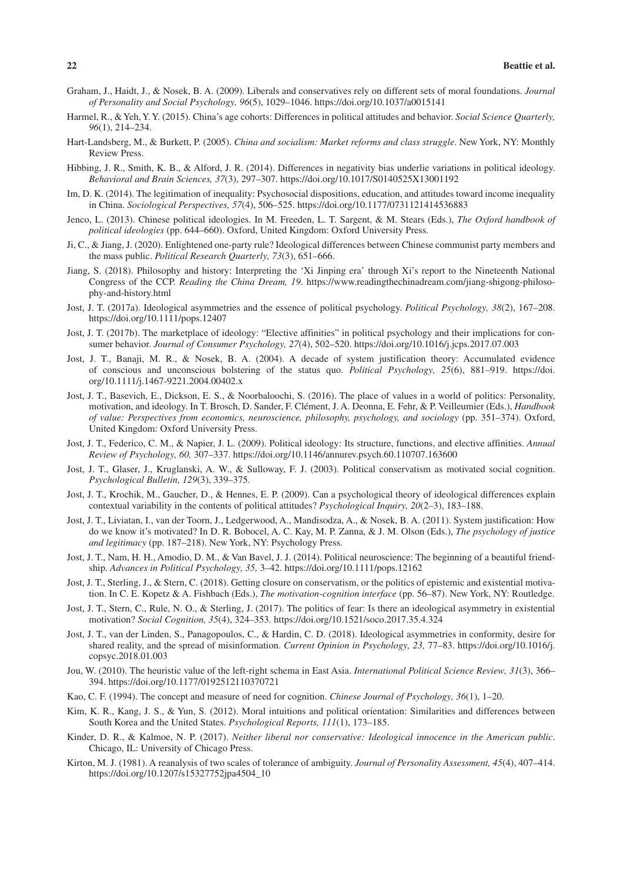Graham, J., Haidt, J., & Nosek, B. A. (2009). Liberals and conservatives rely on different sets of moral foundations. *Journal of Personality and Social Psychology, 96*(5), 1029–1046. https://doi.org/10.1037/a0015141

Harmel, R., & Yeh, Y. Y. (2015). China's age cohorts: Differences in political attitudes and behavior. *Social Science Quarterly, 96*(1), 214–234.

Hart-Landsberg, M., & Burkett, P. (2005). *China and socialism: Market reforms and class struggle*. New York, NY: Monthly Review Press.

Hibbing, J. R., Smith, K. B., & Alford, J. R. (2014). Differences in negativity bias underlie variations in political ideology. *Behavioral and Brain Sciences, 37*(3), 297–307. https://doi.org/10.1017/S0140525X13001192

Im, D. K. (2014). The legitimation of inequality: Psychosocial dispositions, education, and attitudes toward income inequality in China. *Sociological Perspectives, 57*(4), 506–525. https://doi.org/10.1177/0731121414536883

Jenco, L. (2013). Chinese political ideologies. In M. Freeden, L. T. Sargent, & M. Stears (Eds.), *The Oxford handbook of political ideologies* (pp. 644–660). Oxford, United Kingdom: Oxford University Press.

Ji, C., & Jiang, J. (2020). Enlightened one-party rule? Ideological differences between Chinese communist party members and the mass public. *Political Research Quarterly, 73*(3), 651–666.

Jiang, S. (2018). Philosophy and history: Interpreting the 'Xi Jinping era' through Xi's report to the Nineteenth National Congress of the CCP. *Reading the China Dream, 19*. https://www.readingthechinadream.com/jiang-shigong-philosophy-and-history.html

Jost, J. T. (2017a). Ideological asymmetries and the essence of political psychology. *Political Psychology, 38*(2), 167–208. https://doi.org/10.1111/pops.12407

Jost, J. T. (2017b). The marketplace of ideology: "Elective affinities" in political psychology and their implications for consumer behavior. *Journal of Consumer Psychology, 27*(4), 502–520. https://doi.org/10.1016/j.jcps.2017.07.003

Jost, J. T., Banaji, M. R., & Nosek, B. A. (2004). A decade of system justification theory: Accumulated evidence of conscious and unconscious bolstering of the status quo. *Political Psychology, 25*(6), 881–919. https://doi.org/10.1111/j.1467-9221.2004.00402.x

Jost, J. T., Basevich, E., Dickson, E. S., & Noorbaloochi, S. (2016). The place of values in a world of politics: Personality, motivation, and ideology. In T. Brosch, D. Sander, F. Clément, J. A. Deonna, E. Fehr, & P. Veilleumier (Eds.), *Handbook of value: Perspectives from economics, neuroscience, philosophy, psychology, and sociology* (pp. 351–374). Oxford, United Kingdom: Oxford University Press.

Jost, J. T., Federico, C. M., & Napier, J. L. (2009). Political ideology: Its structure, functions, and elective affinities. *Annual Review of Psychology, 60,* 307–337. https://doi.org/10.1146/annurev.psych.60.110707.163600

Jost, J. T., Glaser, J., Kruglanski, A. W., & Sulloway, F. J. (2003). Political conservatism as motivated social cognition. *Psychological Bulletin, 129*(3), 339–375.

Jost, J. T., Krochik, M., Gaucher, D., & Hennes, E. P. (2009). Can a psychological theory of ideological differences explain contextual variability in the contents of political attitudes? *Psychological Inquiry, 20*(2–3), 183–188.

Jost, J. T., Liviatan, I., van der Toorn, J., Ledgerwood, A., Mandisodza, A., & Nosek, B. A. (2011). System justification: How do we know it's motivated? In D. R. Bobocel, A. C. Kay, M. P. Zanna, & J. M. Olson (Eds.), *The psychology of justice and legitimacy* (pp. 187–218). New York, NY: Psychology Press.

Jost, J. T., Nam, H. H., Amodio, D. M., & Van Bavel, J. J. (2014). Political neuroscience: The beginning of a beautiful friendship. *Advances in Political Psychology, 35,* 3–42. https://doi.org/10.1111/pops.12162

Jost, J. T., Sterling, J., & Stern, C. (2018). Getting closure on conservatism, or the politics of epistemic and existential motivation. In C. E. Kopetz & A. Fishbach (Eds.), *The motivation-cognition interface* (pp. 56–87). New York, NY: Routledge.

Jost, J. T., Stern, C., Rule, N. O., & Sterling, J. (2017). The politics of fear: Is there an ideological asymmetry in existential motivation? *Social Cognition, 35*(4), 324–353. https://doi.org/10.1521/soco.2017.35.4.324

Jost, J. T., van der Linden, S., Panagopoulos, C., & Hardin, C. D. (2018). Ideological asymmetries in conformity, desire for shared reality, and the spread of misinformation. *Current Opinion in Psychology, 23,* 77–83. https://doi.org/10.1016/j.copsyc.2018.01.003

Jou, W. (2010). The heuristic value of the left-right schema in East Asia. *International Political Science Review, 31*(3), 366–394. https://doi.org/10.1177/0192512110370721

Kao, C. F. (1994). The concept and measure of need for cognition. *Chinese Journal of Psychology, 36*(1), 1–20.

Kim, K. R., Kang, J. S., & Yun, S. (2012). Moral intuitions and political orientation: Similarities and differences between South Korea and the United States. *Psychological Reports, 111*(1), 173–185.

Kinder, D. R., & Kalmoe, N. P. (2017). *Neither liberal nor conservative: Ideological innocence in the American public*. Chicago, IL: University of Chicago Press.

Kirton, M. J. (1981). A reanalysis of two scales of tolerance of ambiguity. *Journal of Personality Assessment, 45*(4), 407–414. https://doi.org/10.1207/s15327752jpa4504_10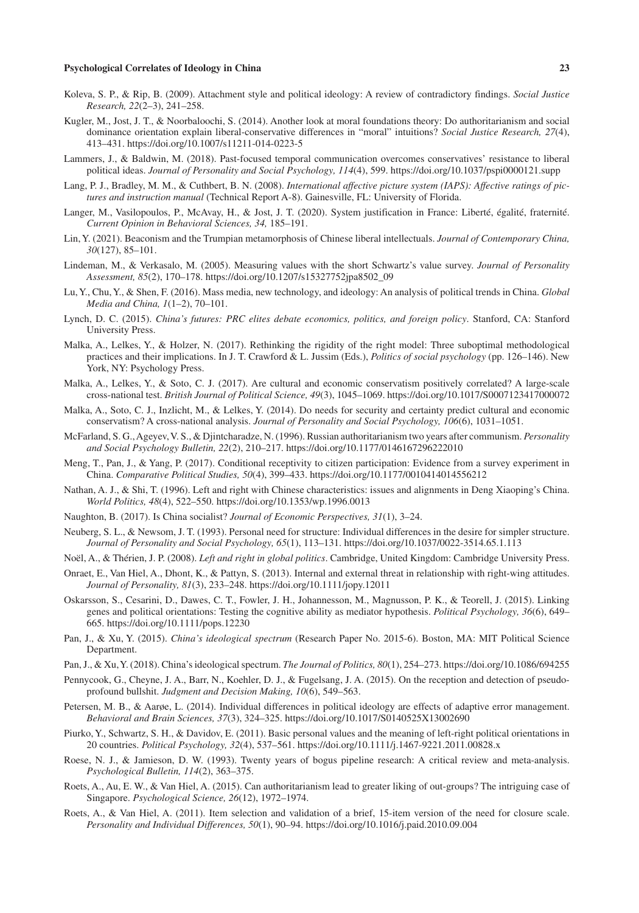Koleva, S. P., & Rip, B. (2009). Attachment style and political ideology: A review of contradictory findings. *Social Justice Research, 22*(2–3), 241–258.

Kugler, M., Jost, J. T., & Noorbaloochi, S. (2014). Another look at moral foundations theory: Do authoritarianism and social dominance orientation explain liberal-conservative differences in "moral" intuitions? *Social Justice Research, 27*(4), 413–431. https://doi.org/10.1007/s11211-014-0223-5

Lammers, J., & Baldwin, M. (2018). Past-focused temporal communication overcomes conservatives' resistance to liberal political ideas. *Journal of Personality and Social Psychology, 114*(4), 599. https://doi.org/10.1037/pspi0000121.supp

Lang, P. J., Bradley, M. M., & Cuthbert, B. N. (2008). *International affective picture system (IAPS): Affective ratings of pictures and instruction manual* (Technical Report A-8). Gainesville, FL: University of Florida.

Langer, M., Vasilopoulos, P., McAvay, H., & Jost, J. T. (2020). System justification in France: Liberté, égalité, fraternité. *Current Opinion in Behavioral Sciences, 34,* 185–191.

Lin, Y. (2021). Beaconism and the Trumpian metamorphosis of Chinese liberal intellectuals. *Journal of Contemporary China, 30*(127), 85–101.

Lindeman, M., & Verkasalo, M. (2005). Measuring values with the short Schwartz's value survey. *Journal of Personality Assessment, 85*(2), 170–178. https://doi.org/10.1207/s15327752jpa8502_09

Lu, Y., Chu, Y., & Shen, F. (2016). Mass media, new technology, and ideology: An analysis of political trends in China. *Global Media and China, 1*(1–2), 70–101.

Lynch, D. C. (2015). *China's futures: PRC elites debate economics, politics, and foreign policy*. Stanford, CA: Stanford University Press.

Malka, A., Lelkes, Y., & Holzer, N. (2017). Rethinking the rigidity of the right model: Three suboptimal methodological practices and their implications. In J. T. Crawford & L. Jussim (Eds.), *Politics of social psychology* (pp. 126–146). New York, NY: Psychology Press.

Malka, A., Lelkes, Y., & Soto, C. J. (2017). Are cultural and economic conservatism positively correlated? A large-scale cross-national test. *British Journal of Political Science, 49*(3), 1045–1069. https://doi.org/10.1017/S0007123417000072

Malka, A., Soto, C. J., Inzlicht, M., & Lelkes, Y. (2014). Do needs for security and certainty predict cultural and economic conservatism? A cross-national analysis. *Journal of Personality and Social Psychology, 106*(6), 1031–1051.

McFarland, S. G., Ageyev, V. S., & Djintcharadze, N. (1996). Russian authoritarianism two years after communism. *Personality and Social Psychology Bulletin, 22*(2), 210–217. https://doi.org/10.1177/0146167296222010

Meng, T., Pan, J., & Yang, P. (2017). Conditional receptivity to citizen participation: Evidence from a survey experiment in China. *Comparative Political Studies, 50*(4), 399–433. https://doi.org/10.1177/0010414014556212

Nathan, A. J., & Shi, T. (1996). Left and right with Chinese characteristics: issues and alignments in Deng Xiaoping's China. *World Politics, 48*(4), 522–550. https://doi.org/10.1353/wp.1996.0013

Naughton, B. (2017). Is China socialist? *Journal of Economic Perspectives, 31*(1), 3–24.

Neuberg, S. L., & Newsom, J. T. (1993). Personal need for structure: Individual differences in the desire for simpler structure. *Journal of Personality and Social Psychology, 65*(1), 113–131. https://doi.org/10.1037/0022-3514.65.1.113

Noël, A., & Thérien, J. P. (2008). *Left and right in global politics*. Cambridge, United Kingdom: Cambridge University Press.

Onraet, E., Van Hiel, A., Dhont, K., & Pattyn, S. (2013). Internal and external threat in relationship with right-wing attitudes. *Journal of Personality, 81*(3), 233–248. https://doi.org/10.1111/jopy.12011

Oskarsson, S., Cesarini, D., Dawes, C. T., Fowler, J. H., Johannesson, M., Magnusson, P. K., & Teorell, J. (2015). Linking genes and political orientations: Testing the cognitive ability as mediator hypothesis. *Political Psychology, 36*(6), 649–665. https://doi.org/10.1111/pops.12230

Pan, J., & Xu, Y. (2015). *China's ideological spectrum* (Research Paper No. 2015-6). Boston, MA: MIT Political Science Department.

Pan, J., & Xu, Y. (2018). China's ideological spectrum. *The Journal of Politics, 80*(1), 254–273. https://doi.org/10.1086/694255

Pennycook, G., Cheyne, J. A., Barr, N., Koehler, D. J., & Fugelsang, J. A. (2015). On the reception and detection of pseudo-profound bullshit. *Judgment and Decision Making, 10*(6), 549–563.

Petersen, M. B., & Aarøe, L. (2014). Individual differences in political ideology are effects of adaptive error management. *Behavioral and Brain Sciences, 37*(3), 324–325. https://doi.org/10.1017/S0140525X13002690

Piurko, Y., Schwartz, S. H., & Davidov, E. (2011). Basic personal values and the meaning of left-right political orientations in 20 countries. *Political Psychology, 32*(4), 537–561. https://doi.org/10.1111/j.1467-9221.2011.00828.x

Roese, N. J., & Jamieson, D. W. (1993). Twenty years of bogus pipeline research: A critical review and meta-analysis. *Psychological Bulletin, 114*(2), 363–375.

Roets, A., Au, E. W., & Van Hiel, A. (2015). Can authoritarianism lead to greater liking of out-groups? The intriguing case of Singapore. *Psychological Science, 26*(12), 1972–1974.

Roets, A., & Van Hiel, A. (2011). Item selection and validation of a brief, 15-item version of the need for closure scale. *Personality and Individual Differences, 50*(1), 90–94. https://doi.org/10.1016/j.paid.2010.09.004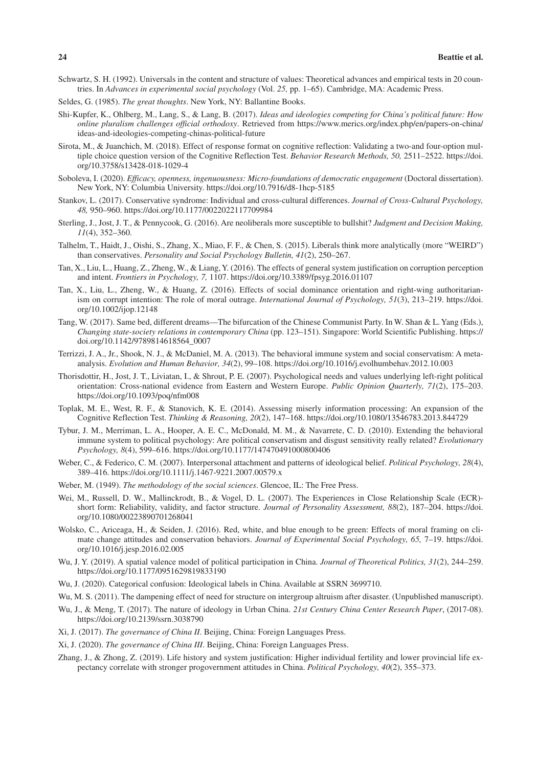Schwartz, S. H. (1992). Universals in the content and structure of values: Theoretical advances and empirical tests in 20 countries. In *Advances in experimental social psychology* (Vol. *25*, pp. 1–65). Cambridge, MA: Academic Press.

Seldes, G. (1985). *The great thoughts*. New York, NY: Ballantine Books.

Shi-Kupfer, K., Ohlberg, M., Lang, S., & Lang, B. (2017). *Ideas and ideologies competing for China's political future: How online pluralism challenges official orthodoxy*. Retrieved from https://www.merics.org/index.php/en/papers-on-china/ideas-and-ideologies-competing-chinas-political-future

Sirota, M., & Juanchich, M. (2018). Effect of response format on cognitive reflection: Validating a two-and four-option multiple choice question version of the Cognitive Reflection Test. *Behavior Research Methods, 50,* 2511–2522. https://doi.org/10.3758/s13428-018-1029-4

Soboleva, I. (2020). *Efficacy, openness, ingenuousness: Micro-foundations of democratic engagement* (Doctoral dissertation). New York, NY: Columbia University. https://doi.org/10.7916/d8-1hcp-5185

Stankov, L. (2017). Conservative syndrome: Individual and cross-cultural differences. *Journal of Cross-Cultural Psychology, 48,* 950–960. https://doi.org/10.1177/0022022117709984

Sterling, J., Jost, J. T., & Pennycook, G. (2016). Are neoliberals more susceptible to bullshit? *Judgment and Decision Making, 11*(4), 352–360.

Talhelm, T., Haidt, J., Oishi, S., Zhang, X., Miao, F. F., & Chen, S. (2015). Liberals think more analytically (more "WEIRD") than conservatives. *Personality and Social Psychology Bulletin, 41*(2), 250–267.

Tan, X., Liu, L., Huang, Z., Zheng, W., & Liang, Y. (2016). The effects of general system justification on corruption perception and intent. *Frontiers in Psychology, 7,* 1107. https://doi.org/10.3389/fpsyg.2016.01107

Tan, X., Liu, L., Zheng, W., & Huang, Z. (2016). Effects of social dominance orientation and right-wing authoritarianism on corrupt intention: The role of moral outrage. *International Journal of Psychology, 51*(3), 213–219. https://doi.org/10.1002/ijop.12148

Tang, W. (2017). Same bed, different dreams—The bifurcation of the Chinese Communist Party. In W. Shan & L. Yang (Eds.), *Changing state-society relations in contemporary China* (pp. 123–151). Singapore: World Scientific Publishing. https://doi.org/10.1142/9789814618564_0007

Terrizzi, J. A., Jr., Shook, N. J., & McDaniel, M. A. (2013). The behavioral immune system and social conservatism: A meta-analysis. *Evolution and Human Behavior, 34*(2), 99–108. https://doi.org/10.1016/j.evolhumbehav.2012.10.003

Thorisdottir, H., Jost, J. T., Liviatan, I., & Shrout, P. E. (2007). Psychological needs and values underlying left-right political orientation: Cross-national evidence from Eastern and Western Europe. *Public Opinion Quarterly, 71*(2), 175–203. https://doi.org/10.1093/poq/nfm008

Toplak, M. E., West, R. F., & Stanovich, K. E. (2014). Assessing miserly information processing: An expansion of the Cognitive Reflection Test. *Thinking & Reasoning, 20*(2), 147–168. https://doi.org/10.1080/13546783.2013.844729

Tybur, J. M., Merriman, L. A., Hooper, A. E. C., McDonald, M. M., & Navarrete, C. D. (2010). Extending the behavioral immune system to political psychology: Are political conservatism and disgust sensitivity really related? *Evolutionary Psychology, 8*(4), 599–616. https://doi.org/10.1177/147470491000800406

Weber, C., & Federico, C. M. (2007). Interpersonal attachment and patterns of ideological belief. *Political Psychology, 28*(4), 389–416. https://doi.org/10.1111/j.1467-9221.2007.00579.x

Weber, M. (1949). *The methodology of the social sciences*. Glencoe, IL: The Free Press.

Wei, M., Russell, D. W., Mallinckrodt, B., & Vogel, D. L. (2007). The Experiences in Close Relationship Scale (ECR)-short form: Reliability, validity, and factor structure. *Journal of Personality Assessment, 88*(2), 187–204. https://doi.org/10.1080/00223890701268041

Wolsko, C., Ariceaga, H., & Seiden, J. (2016). Red, white, and blue enough to be green: Effects of moral framing on climate change attitudes and conservation behaviors. *Journal of Experimental Social Psychology, 65,* 7–19. https://doi.org/10.1016/j.jesp.2016.02.005

Wu, J. Y. (2019). A spatial valence model of political participation in China. *Journal of Theoretical Politics, 31*(2), 244–259. https://doi.org/10.1177/0951629819833190

Wu, J. (2020). Categorical confusion: Ideological labels in China. Available at SSRN 3699710.

Wu, M. S. (2011). The dampening effect of need for structure on intergroup altruism after disaster. (Unpublished manuscript).

Wu, J., & Meng, T. (2017). The nature of ideology in Urban China. *21st Century China Center Research Paper*, (2017-08). https://doi.org/10.2139/ssrn.3038790

Xi, J. (2017). *The governance of China II*. Beijing, China: Foreign Languages Press.

Xi, J. (2020). *The governance of China III*. Beijing, China: Foreign Languages Press.

Zhang, J., & Zhong, Z. (2019). Life history and system justification: Higher individual fertility and lower provincial life expectancy correlate with stronger progovernment attitudes in China. *Political Psychology, 40*(2), 355–373.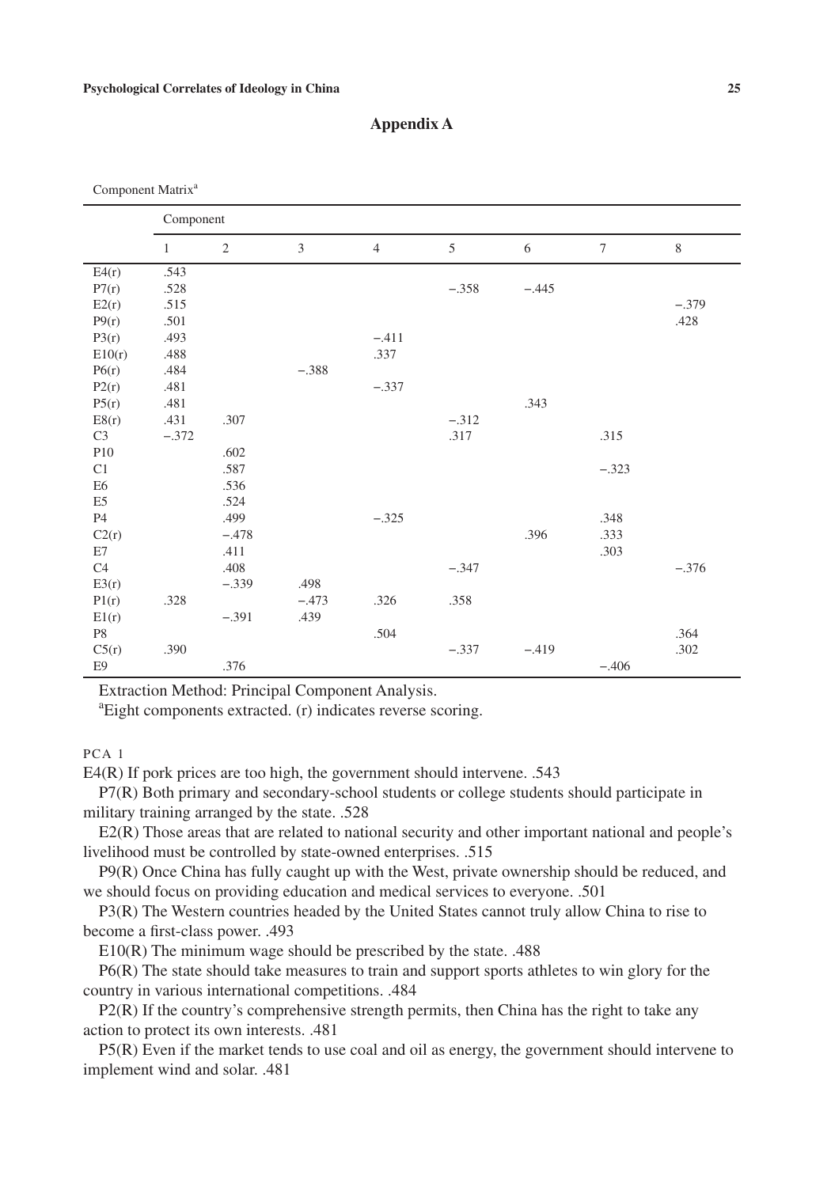## Appendix A

Component Matrix[a]

| | Component | | | | | | | |
|---|---|---|---|---|---|---|---|---|
| | 1 | 2 | 3 | 4 | 5 | 6 | 7 | 8 |
| E4(r) | .543 | | | | | | | |
| P7(r) | .528 | | | | −.358 | −.445 | | |
| E2(r) | .515 | | | | | | | −.379 |
| P9(r) | .501 | | | | | | | .428 |
| P3(r) | .493 | | | −.411 | | | | |
| E10(r) | .488 | | | .337 | | | | |
| P6(r) | .484 | | −.388 | | | | | |
| P2(r) | .481 | | | −.337 | | | | |
| P5(r) | .481 | | | | | .343 | | |
| E8(r) | .431 | .307 | | | −.312 | | | |
| C3 | −.372 | | | | .317 | | .315 | |
| P10 | | .602 | | | | | | |
| C1 | | .587 | | | | | −.323 | |
| E6 | | .536 | | | | | | |
| E5 | | .524 | | | | | | |
| P4 | | .499 | | −.325 | | | .348 | |
| C2(r) | | −.478 | | | | .396 | .333 | |
| E7 | | .411 | | | | | .303 | |
| C4 | | .408 | | | −.347 | | | −.376 |
| E3(r) | | −.339 | .498 | | | | | |
| P1(r) | .328 | | −.473 | .326 | .358 | | | |
| E1(r) | | −.391 | .439 | | | | | |
| P8 | | | | .504 | | | | .364 |
| C5(r) | .390 | | | | −.337 | −.419 | | .302 |
| E9 | | .376 | | | | | −.406 | |

Extraction Method: Principal Component Analysis.

[a]Eight components extracted. (r) indicates reverse scoring.

PCA 1

E4(R) If pork prices are too high, the government should intervene. .543

P7(R) Both primary and secondary-school students or college students should participate in military training arranged by the state. .528

E2(R) Those areas that are related to national security and other important national and people's livelihood must be controlled by state-owned enterprises. .515

P9(R) Once China has fully caught up with the West, private ownership should be reduced, and we should focus on providing education and medical services to everyone. .501

P3(R) The Western countries headed by the United States cannot truly allow China to rise to become a first-class power. .493

E10(R) The minimum wage should be prescribed by the state. .488

P6(R) The state should take measures to train and support sports athletes to win glory for the country in various international competitions. .484

P2(R) If the country's comprehensive strength permits, then China has the right to take any action to protect its own interests. .481

P5(R) Even if the market tends to use coal and oil as energy, the government should intervene to implement wind and solar. .481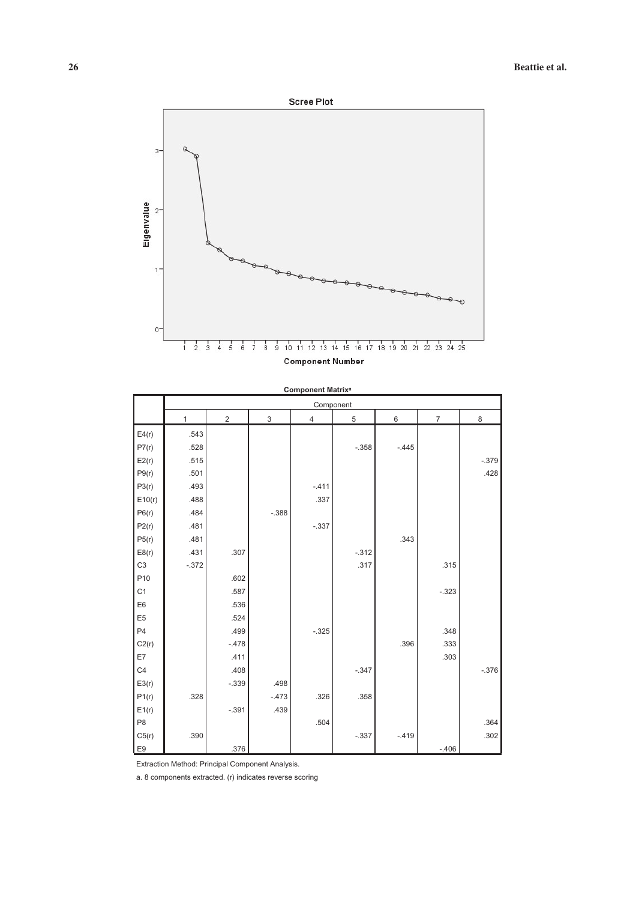**Component Matrix**[a]

| | Component | | | | | | | |
|---|---|---|---|---|---|---|---|---|
| | 1 | 2 | 3 | 4 | 5 | 6 | 7 | 8 |
| E4(r) | .543 | | | | | | | |
| P7(r) | .528 | | | | -.358 | -.445 | | |
| E2(r) | .515 | | | | | | | -.379 |
| P9(r) | .501 | | | | | | | .428 |
| P3(r) | .493 | | | -.411 | | | | |
| E10(r) | .488 | | | .337 | | | | |
| P6(r) | .484 | | -.388 | | | | | |
| P2(r) | .481 | | | -.337 | | | | |
| P5(r) | .481 | | | | | .343 | | |
| E8(r) | .431 | .307 | | | -.312 | | | |
| C3 | -.372 | | | | .317 | | .315 | |
| P10 | | .602 | | | | | | |
| C1 | | .587 | | | | | -.323 | |
| E6 | | .536 | | | | | | |
| E5 | | .524 | | | | | | |
| P4 | | .499 | | -.325 | | | .348 | |
| C2(r) | | -.478 | | | | .396 | .333 | |
| E7 | | .411 | | | | | .303 | |
| C4 | | .408 | | | -.347 | | | -.376 |
| E3(r) | | -.339 | .498 | | | | | |
| P1(r) | .328 | | -.473 | .326 | .358 | | | |
| E1(r) | | -.391 | .439 | | | | | |
| P8 | | | | .504 | | | | .364 |
| C5(r) | .390 | | | | -.337 | -.419 | | .302 |
| E9 | | .376 | | | | | -.406 | |

Extraction Method: Principal Component Analysis.

a. 8 components extracted. (r) indicates reverse scoring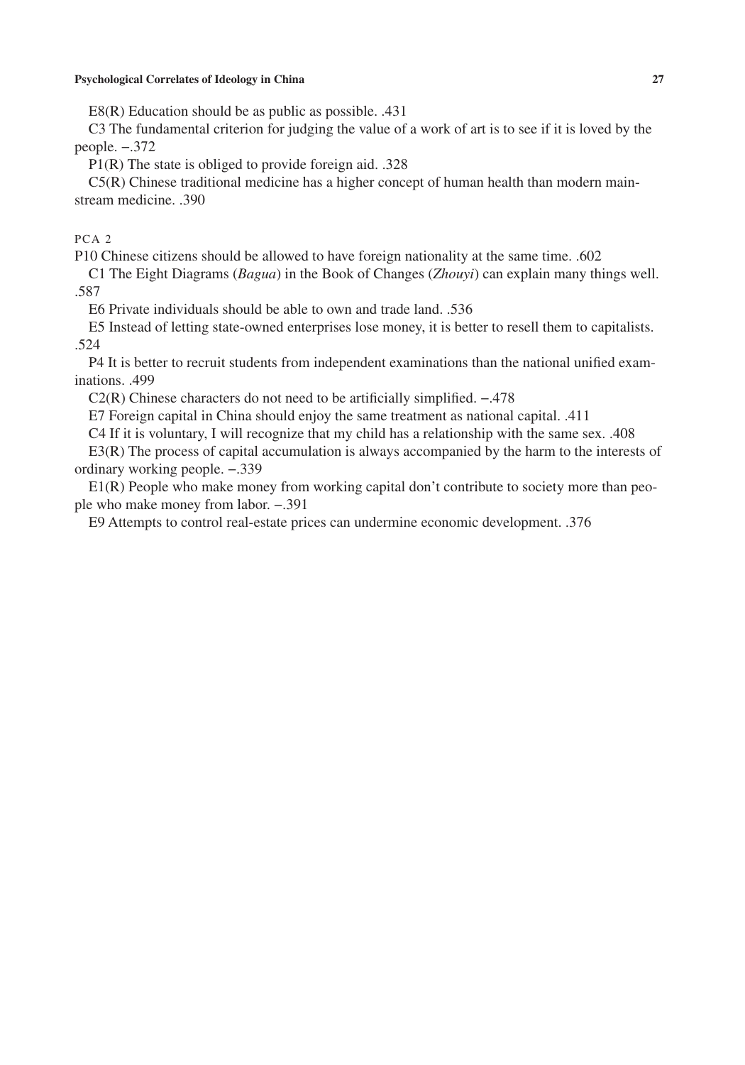E8(R) Education should be as public as possible. .431

C3 The fundamental criterion for judging the value of a work of art is to see if it is loved by the people. −.372

P1(R) The state is obliged to provide foreign aid. .328

C5(R) Chinese traditional medicine has a higher concept of human health than modern mainstream medicine. .390

PCA 2

P10 Chinese citizens should be allowed to have foreign nationality at the same time. .602

C1 The Eight Diagrams (*Bagua*) in the Book of Changes (*Zhouyi*) can explain many things well. .587

E6 Private individuals should be able to own and trade land. .536

E5 Instead of letting state-owned enterprises lose money, it is better to resell them to capitalists. .524

P4 It is better to recruit students from independent examinations than the national unified examinations. .499

C2(R) Chinese characters do not need to be artificially simplified. −.478

E7 Foreign capital in China should enjoy the same treatment as national capital. .411

C4 If it is voluntary, I will recognize that my child has a relationship with the same sex. .408

E3(R) The process of capital accumulation is always accompanied by the harm to the interests of ordinary working people. −.339

E1(R) People who make money from working capital don't contribute to society more than people who make money from labor. −.391

E9 Attempts to control real-estate prices can undermine economic development. .376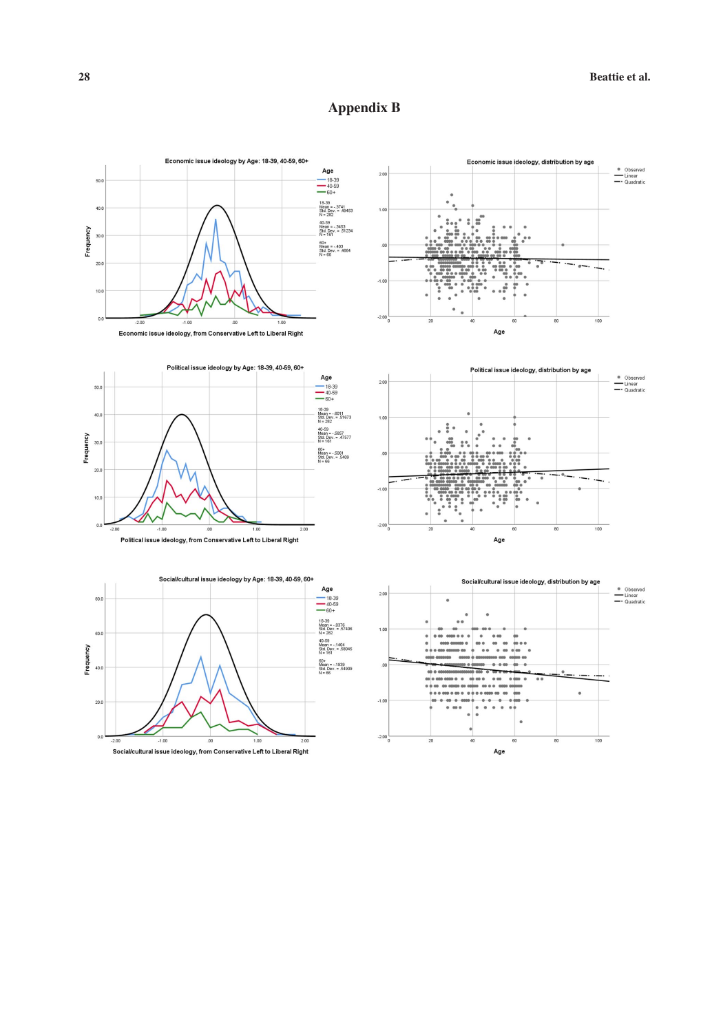# Appendix B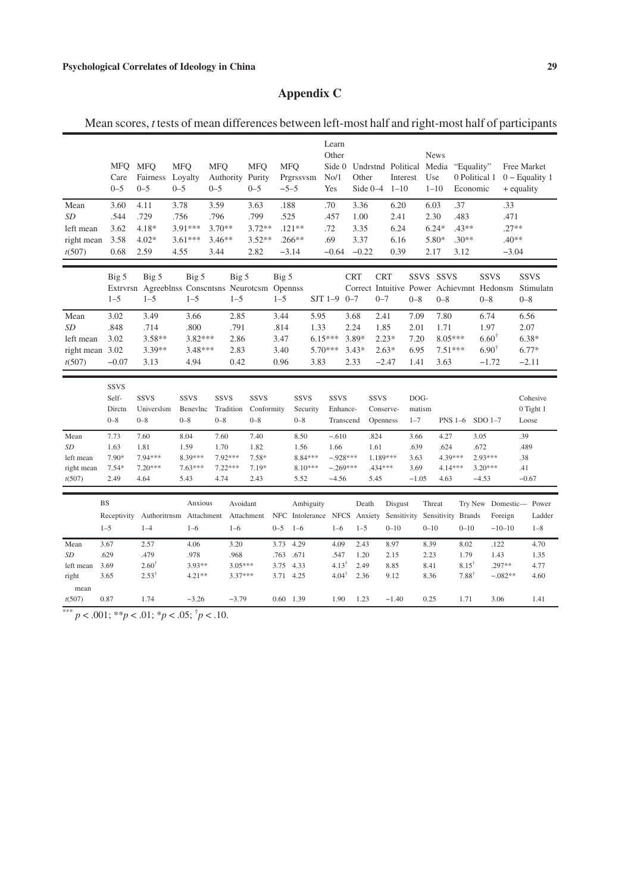## Appendix C

Mean scores, *t* tests of mean differences between left-most half and right-most half of participants

| | MFQ Care 0–5 | MFQ Fairness 0–5 | MFQ Loyalty 0–5 | MFQ Authority 0–5 | MFQ Purity 0–5 | MFQ Prgrssvsm −5–5 | Learn Other Side 0 No/1 Yes | Undrstnd Other Side 0–4 | Political Interest 1–10 | News Media Use 1–10 | "Equality" 0 Political 1 Economic | Free Market 0 – Equality 1 + equality |
|---|---|---|---|---|---|---|---|---|---|---|---|---|
| Mean | 3.60 | 4.11 | 3.78 | 3.59 | 3.63 | .188 | .70 | 3.36 | 6.20 | 6.03 | .37 | .33 |
| *SD* | .544 | .729 | .756 | .796 | .799 | .525 | .457 | 1.00 | 2.41 | 2.30 | .483 | .471 |
| left mean | 3.62 | 4.18* | 3.91*** | 3.70** | 3.72** | .121** | .72 | 3.35 | 6.24 | 6.24* | .43** | .27** |
| right mean | 3.58 | 4.02* | 3.61*** | 3.46** | 3.52** | .266** | .69 | 3.37 | 6.16 | 5.80* | .30** | .40** |
| *t*(507) | 0.68 | 2.59 | 4.55 | 3.44 | 2.82 | −3.14 | −0.64 | −0.22 | 0.39 | 2.17 | 3.12 | −3.04 |

| | Big 5 Extrvrsn 1–5 | Big 5 Agreeblnss 1–5 | Big 5 Conscntsns 1–5 | Big 5 Neurotcsm 1–5 | Big 5 Opennss 1–5 | SJT 1–9 | CRT Correct 0–7 | CRT Intuitive 0–7 | SSVS Power 0–8 | SSVS Achievmnt 0–8 | SSVS Hedonsm 0–8 | SSVS Stimulatn 0–8 |
|---|---|---|---|---|---|---|---|---|---|---|---|---|
| Mean | 3.02 | 3.49 | 3.66 | 2.85 | 3.44 | 5.95 | 3.68 | 2.41 | 7.09 | 7.80 | 6.74 | 6.56 |
| *SD* | .848 | .714 | .800 | .791 | .814 | 1.33 | 2.24 | 1.85 | 2.01 | 1.71 | 1.97 | 2.07 |
| left mean | 3.02 | 3.58** | 3.82*** | 2.86 | 3.47 | 6.15*** | 3.89* | 2.23* | 7.20 | 8.05*** | 6.60† | 6.38* |
| right mean | 3.02 | 3.39** | 3.48*** | 2.83 | 3.40 | 5.70*** | 3.43* | 2.63* | 6.95 | 7.51*** | 6.90† | 6.77* |
| *t*(507) | −0.07 | 3.13 | 4.94 | 0.42 | 0.96 | 3.83 | 2.33 | −2.47 | 1.41 | 3.63 | −1.72 | −2.11 |

| | SSVS Self-Dirctn 0–8 | SSVS Universlsm 0–8 | SSVS Benevlnc 0–8 | SSVS Tradition 0–8 | SSVS Conformity 0–8 | SSVS Security 0–8 | SSVS Enhance-Transcend | SSVS Conserve-Openness | DOG-matism 1–7 | PNS 1–6 | SDO 1–7 | Cohesive 0 Tight 1 Loose |
|---|---|---|---|---|---|---|---|---|---|---|---|---|
| Mean | 7.73 | 7.60 | 8.04 | 7.60 | 7.40 | 8.50 | −.610 | .824 | 3.66 | 4.27 | 3.05 | .39 |
| *SD* | 1.63 | 1.81 | 1.59 | 1.70 | 1.82 | 1.56 | 1.66 | 1.61 | .639 | .624 | .672 | .489 |
| left mean | 7.90* | 7.94*** | 8.39*** | 7.92*** | 7.58* | 8.84*** | −.928*** | 1.189*** | 3.63 | 4.39*** | 2.93*** | .38 |
| right mean | 7.54* | 7.20*** | 7.63*** | 7.22*** | 7.19* | 8.10*** | −.269*** | .434*** | 3.69 | 4.14*** | 3.20*** | .41 |
| *t*(507) | 2.49 | 4.64 | 5.43 | 4.74 | 2.43 | 5.52 | −4.56 | 5.45 | −1.05 | 4.63 | −4.53 | −0.67 |

| | BS Receptivity 1–5 | Authoritrnsm 1–4 | Anxious Attachment 1–6 | Avoidant Attachment 1–6 | NFC 0–5 | Ambiguity Intolerance 1–6 | NFCS 1–6 | Death Anxiety 1–5 | Disgust Sensitivity 0–10 | Threat Sensitivity 0–10 | Try New Brands 0–10 | Domestic—Foreign −10–10 | Power Ladder 1–8 |
|---|---|---|---|---|---|---|---|---|---|---|---|---|---|
| Mean | 3.67 | 2.57 | 4.06 | 3.20 | 3.73 | 4.29 | 4.09 | 2.43 | 8.97 | 8.39 | 8.02 | .122 | 4.70 |
| *SD* | .629 | .479 | .978 | .968 | .763 | .671 | .547 | 1.20 | 2.15 | 2.23 | 1.79 | 1.43 | 1.35 |
| left mean | 3.69 | 2.60† | 3.93** | 3.05*** | 3.75 | 4.33 | 4.13† | 2.49 | 8.85 | 8.41 | 8.15† | .297** | 4.77 |
| right mean | 3.65 | 2.53† | 4.21** | 3.37*** | 3.71 | 4.25 | 4.04† | 2.36 | 9.12 | 8.36 | 7.88† | −.082** | 4.60 |
| *t*(507) | 0.87 | 1.74 | −3.26 | −3.79 | 0.60 | 1.39 | 1.90 | 1.23 | −1.40 | 0.25 | 1.71 | 3.06 | 1.41 |

*** $p < .001$; ** $p < .01$; * $p < .05$; † $p < .10$.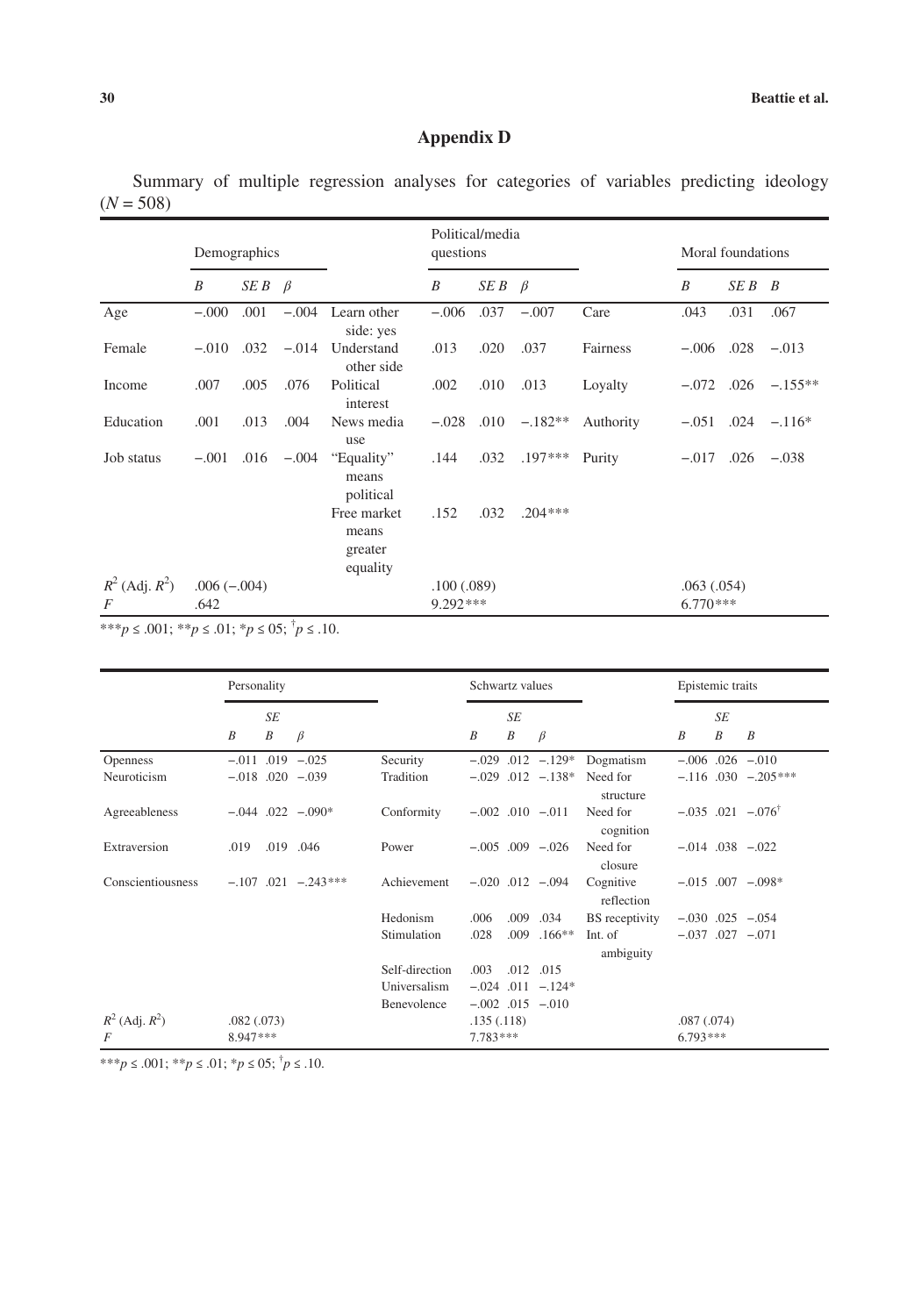## Appendix D

Summary of multiple regression analyses for categories of variables predicting ideology ($N = 508$)

| | Demographics | | | | Political/media questions | | | | Moral foundations | | |
|---|---|---|---|---|---|---|---|---|---|---|---|
| | *B* | *SE B* | *β* | | *B* | *SE B* | *β* | | *B* | *SE B* | *B* |
| Age | −.000 | .001 | −.004 | Learn other side: yes | −.006 | .037 | −.007 | Care | .043 | .031 | .067 |
| Female | −.010 | .032 | −.014 | Understand other side | .013 | .020 | .037 | Fairness | −.006 | .028 | −.013 |
| Income | .007 | .005 | .076 | Political interest | .002 | .010 | .013 | Loyalty | −.072 | .026 | −.155** |
| Education | .001 | .013 | .004 | News media use | −.028 | .010 | −.182** | Authority | −.051 | .024 | −.116* |
| Job status | −.001 | .016 | −.004 | "Equality" means political | .144 | .032 | .197*** | Purity | −.017 | .026 | −.038 |
| | | | | Free market means greater equality | .152 | .032 | .204*** | | | | |
| $R^2$ (Adj. $R^2$) | .006 (−.004) | | | | .100 (.089) | | | | .063 (.054) | | |
| *F* | .642 | | | | 9.292*** | | | | 6.770*** | | |

***$p \leq .001$; **$p \leq .01$; *$p \leq 05$; †$p \leq .10$.

| | Personality | | | | Schwartz values | | | | Epistemic traits | | |
|---|---|---|---|---|---|---|---|---|---|---|---|
| | *B* | *SE B* | *β* | | *B* | *SE B* | *β* | | *B* | *SE B* | *B* |
| Openness | −.011 | .019 | −.025 | Security | −.029 | .012 | −.129* | Dogmatism | −.006 | .026 | −.010 |
| Neuroticism | −.018 | .020 | −.039 | Tradition | −.029 | .012 | −.138* | Need for structure | −.116 | .030 | −.205*** |
| Agreeableness | −.044 | .022 | −.090* | Conformity | −.002 | .010 | −.011 | Need for cognition | −.035 | .021 | −.076† |
| Extraversion | .019 | .019 | .046 | Power | −.005 | .009 | −.026 | Need for closure | −.014 | .038 | −.022 |
| Conscientiousness | −.107 | .021 | −.243*** | Achievement | −.020 | .012 | −.094 | Cognitive reflection | −.015 | .007 | −.098* |
| | | | | Hedonism | .006 | .009 | .034 | BS receptivity | −.030 | .025 | −.054 |
| | | | | Stimulation | .028 | .009 | .166** | Int. of ambiguity | −.037 | .027 | −.071 |
| | | | | Self-direction | .003 | .012 | .015 | | | | |
| | | | | Universalism | −.024 | .011 | −.124* | | | | |
| | | | | Benevolence | −.002 | .015 | −.010 | | | | |
| $R^2$ (Adj. $R^2$) | .082 (.073) | | | | .135 (.118) | | | | .087 (.074) | | |
| *F* | 8.947*** | | | | 7.783*** | | | | 6.793*** | | |

***$p \leq .001$; **$p \leq .01$; *$p \leq 05$; †$p \leq .10$.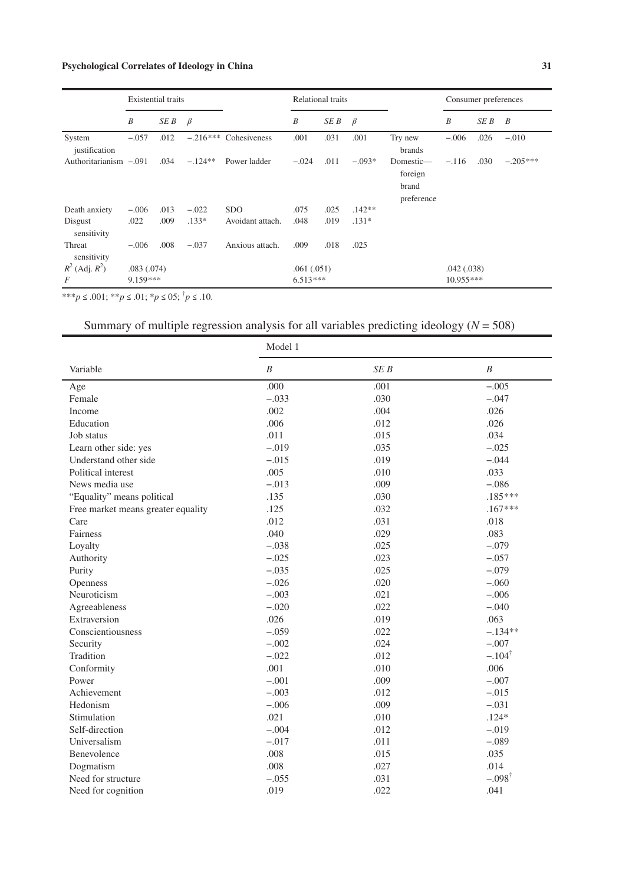| | Existential traits | | | | Relational traits | | | | Consumer preferences | | |
|---|---|---|---|---|---|---|---|---|---|---|---|
| | *B* | *SE B* | *β* | | *B* | *SE B* | *β* | | *B* | *SE B* | *B* |
| System justification | −.057 | .012 | −.216*** | Cohesiveness | .001 | .031 | .001 | Try new brands | −.006 | .026 | −.010 |
| Authoritarianism | −.091 | .034 | −.124** | Power ladder | −.024 | .011 | −.093* | Domestic—foreign brand preference | −.116 | .030 | −.205*** |
| Death anxiety | −.006 | .013 | −.022 | SDO | .075 | .025 | .142** | | | | |
| Disgust sensitivity | .022 | .009 | .133* | Avoidant attach. | .048 | .019 | .131* | | | | |
| Threat sensitivity | −.006 | .008 | −.037 | Anxious attach. | .009 | .018 | .025 | | | | |
| $R^2$ (Adj. $R^2$) | .083 (.074) | | | | .061 (.051) | | | | .042 (.038) | | |
| *F* | 9.159*** | | | | 6.513*** | | | | 10.955*** | | |

***$p \leq .001$; **$p \leq .01$; *$p \leq 05$; †$p \leq .10$.

Summary of multiple regression analysis for all variables predicting ideology ($N = 508$)

| | Model 1 | | |
|---|---|---|---|
| Variable | *B* | *SE B* | *B* |
| Age | .000 | .001 | −.005 |
| Female | −.033 | .030 | −.047 |
| Income | .002 | .004 | .026 |
| Education | .006 | .012 | .026 |
| Job status | .011 | .015 | .034 |
| Learn other side: yes | −.019 | .035 | −.025 |
| Understand other side | −.015 | .019 | −.044 |
| Political interest | .005 | .010 | .033 |
| News media use | −.013 | .009 | −.086 |
| “Equality” means political | .135 | .030 | .185*** |
| Free market means greater equality | .125 | .032 | .167*** |
| Care | .012 | .031 | .018 |
| Fairness | .040 | .029 | .083 |
| Loyalty | −.038 | .025 | −.079 |
| Authority | −.025 | .023 | −.057 |
| Purity | −.035 | .025 | −.079 |
| Openness | −.026 | .020 | −.060 |
| Neuroticism | −.003 | .021 | −.006 |
| Agreeableness | −.020 | .022 | −.040 |
| Extraversion | .026 | .019 | .063 |
| Conscientiousness | −.059 | .022 | −.134** |
| Security | −.002 | .024 | −.007 |
| Tradition | −.022 | .012 | −.104† |
| Conformity | .001 | .010 | .006 |
| Power | −.001 | .009 | −.007 |
| Achievement | −.003 | .012 | −.015 |
| Hedonism | −.006 | .009 | −.031 |
| Stimulation | .021 | .010 | .124* |
| Self-direction | −.004 | .012 | −.019 |
| Universalism | −.017 | .011 | −.089 |
| Benevolence | .008 | .015 | .035 |
| Dogmatism | .008 | .027 | .014 |
| Need for structure | −.055 | .031 | −.098† |
| Need for cognition | .019 | .022 | .041 |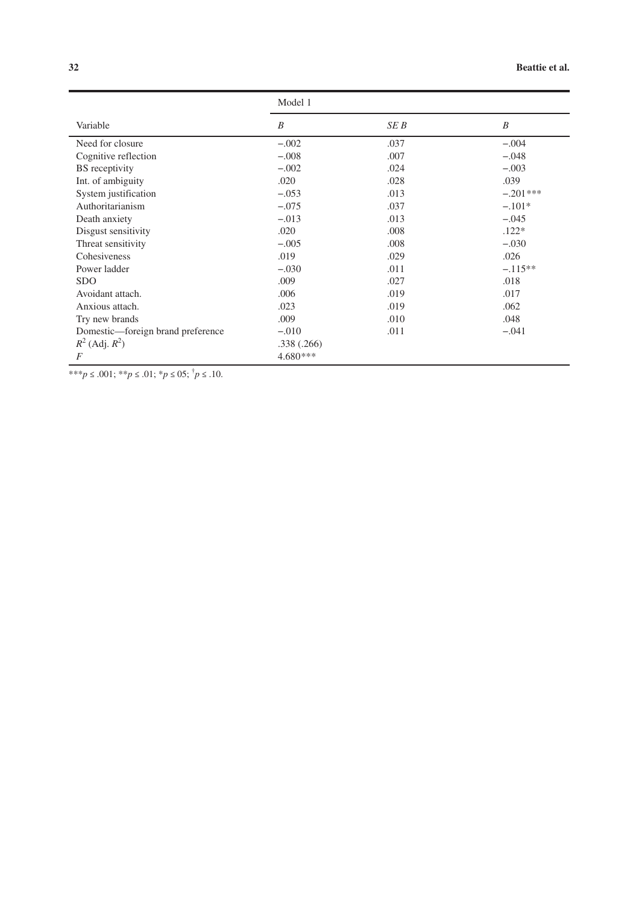| | Model 1 | | |
|---|---|---|---|
| Variable | *B* | *SE B* | *Β* |
| Need for closure | −.002 | .037 | −.004 |
| Cognitive reflection | −.008 | .007 | −.048 |
| BS receptivity | −.002 | .024 | −.003 |
| Int. of ambiguity | .020 | .028 | .039 |
| System justification | −.053 | .013 | −.201*** |
| Authoritarianism | −.075 | .037 | −.101* |
| Death anxiety | −.013 | .013 | −.045 |
| Disgust sensitivity | .020 | .008 | .122* |
| Threat sensitivity | −.005 | .008 | −.030 |
| Cohesiveness | .019 | .029 | .026 |
| Power ladder | −.030 | .011 | −.115** |
| SDO | .009 | .027 | .018 |
| Avoidant attach. | .006 | .019 | .017 |
| Anxious attach. | .023 | .019 | .062 |
| Try new brands | .009 | .010 | .048 |
| Domestic—foreign brand preference | −.010 | .011 | −.041 |
| $R^2$ (Adj. $R^2$) | .338 (.266) | | |
| *F* | 4.680*** | | |

***$p \leq .001$; **$p \leq .01$; *$p \leq 05$; †$p \leq .10$.